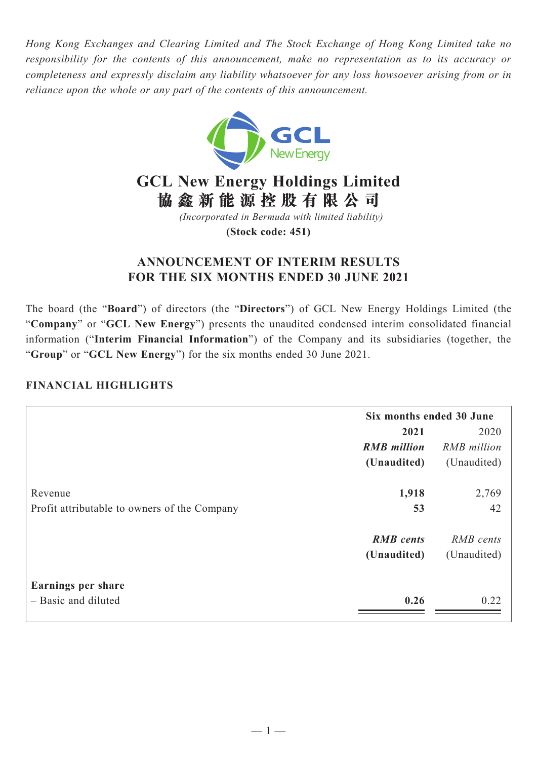*Hong Kong Exchanges and Clearing Limited and The Stock Exchange of Hong Kong Limited take no responsibility for the contents of this announcement, make no representation as to its accuracy or completeness and expressly disclaim any liability whatsoever for any loss howsoever arising from or in reliance upon the whole or any part of the contents of this announcement.*

# GCL New Energy Holdings Limited
# 協鑫新能源控股有限公司

*(Incorporated in Bermuda with limited liability)*

**(Stock code: 451)**

## ANNOUNCEMENT OF INTERIM RESULTS FOR THE SIX MONTHS ENDED 30 JUNE 2021

The board (the "**Board**") of directors (the "**Directors**") of GCL New Energy Holdings Limited (the "**Company**" or "**GCL New Energy**") presents the unaudited condensed interim consolidated financial information ("**Interim Financial Information**") of the Company and its subsidiaries (together, the "**Group**" or "**GCL New Energy**") for the six months ended 30 June 2021.

### FINANCIAL HIGHLIGHTS

| | Six months ended 30 June | |
|---|---|---|
| | **2021** | 2020 |
| | ***RMB million*** | *RMB million* |
| | **(Unaudited)** | (Unaudited) |
| Revenue | **1,918** | 2,769 |
| Profit attributable to owners of the Company | **53** | 42 |
| | ***RMB cents*** | *RMB cents* |
| | **(Unaudited)** | (Unaudited) |
| **Earnings per share** | | |
| – Basic and diluted | **0.26** | 0.22 |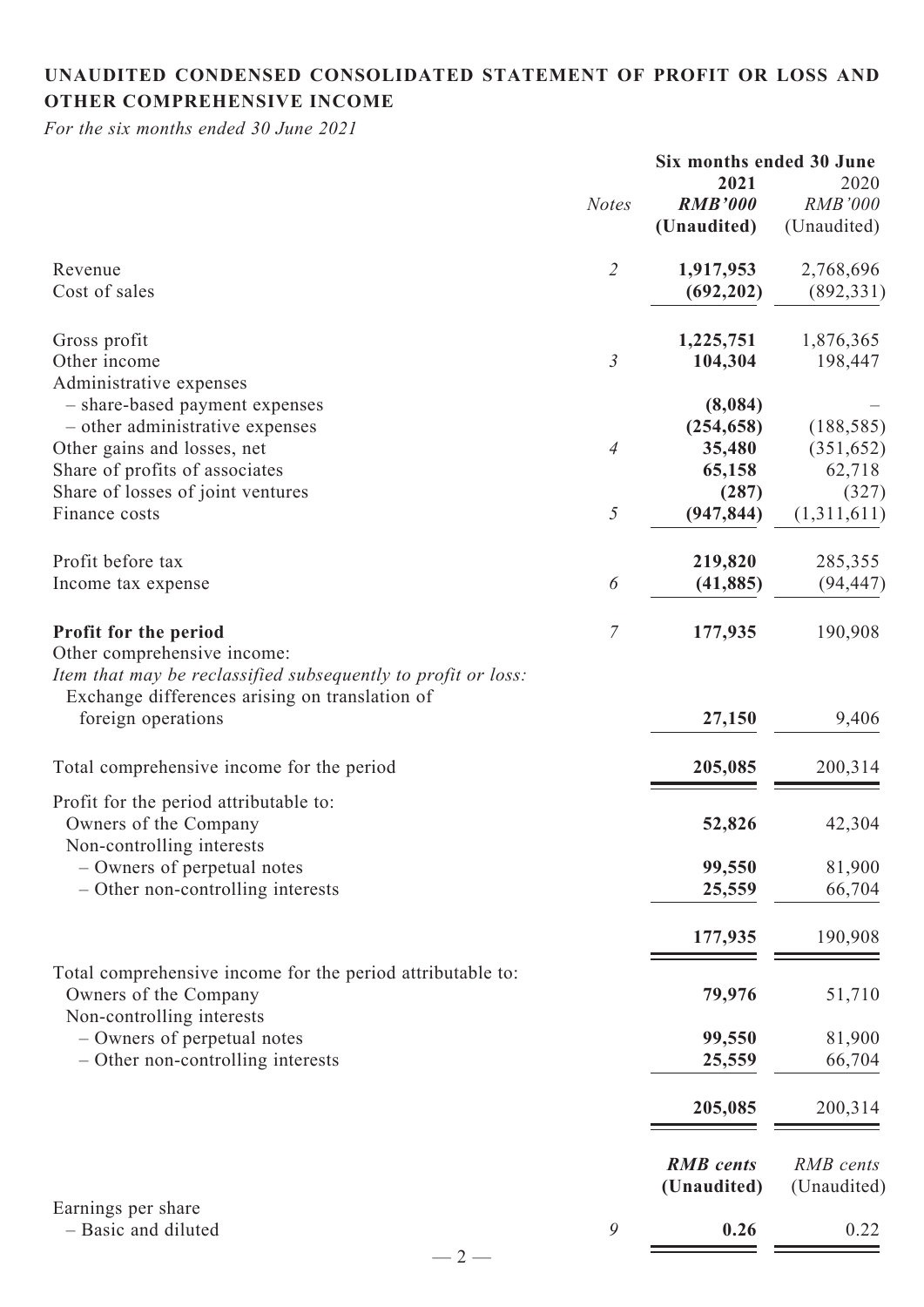## UNAUDITED CONDENSED CONSOLIDATED STATEMENT OF PROFIT OR LOSS AND OTHER COMPREHENSIVE INCOME

*For the six months ended 30 June 2021*

| | Notes | Six months ended 30 June 2021 RMB'000 (Unaudited) | 2020 RMB'000 (Unaudited) |
|---|---|---|---|
| Revenue | 2 | **1,917,953** | 2,768,696 |
| Cost of sales | | **(692,202)** | (892,331) |
| Gross profit | | **1,225,751** | 1,876,365 |
| Other income | 3 | **104,304** | 198,447 |
| Administrative expenses | | | |
| – share-based payment expenses | | **(8,084)** | – |
| – other administrative expenses | | **(254,658)** | (188,585) |
| Other gains and losses, net | 4 | **35,480** | (351,652) |
| Share of profits of associates | | **65,158** | 62,718 |
| Share of losses of joint ventures | | **(287)** | (327) |
| Finance costs | 5 | **(947,844)** | (1,311,611) |
| Profit before tax | | **219,820** | 285,355 |
| Income tax expense | 6 | **(41,885)** | (94,447) |
| **Profit for the period** | 7 | **177,935** | 190,908 |
| Other comprehensive income: | | | |
| *Item that may be reclassified subsequently to profit or loss:* | | | |
| Exchange differences arising on translation of foreign operations | | **27,150** | 9,406 |
| Total comprehensive income for the period | | **205,085** | 200,314 |
| Profit for the period attributable to: | | | |
| Owners of the Company | | **52,826** | 42,304 |
| Non-controlling interests | | | |
| – Owners of perpetual notes | | **99,550** | 81,900 |
| – Other non-controlling interests | | **25,559** | 66,704 |
| | | **177,935** | 190,908 |
| Total comprehensive income for the period attributable to: | | | |
| Owners of the Company | | **79,976** | 51,710 |
| Non-controlling interests | | | |
| – Owners of perpetual notes | | **99,550** | 81,900 |
| – Other non-controlling interests | | **25,559** | 66,704 |
| | | **205,085** | 200,314 |
| | | ***RMB cents*** **(Unaudited)** | *RMB cents* (Unaudited) |
| Earnings per share | | | |
| – Basic and diluted | 9 | **0.26** | 0.22 |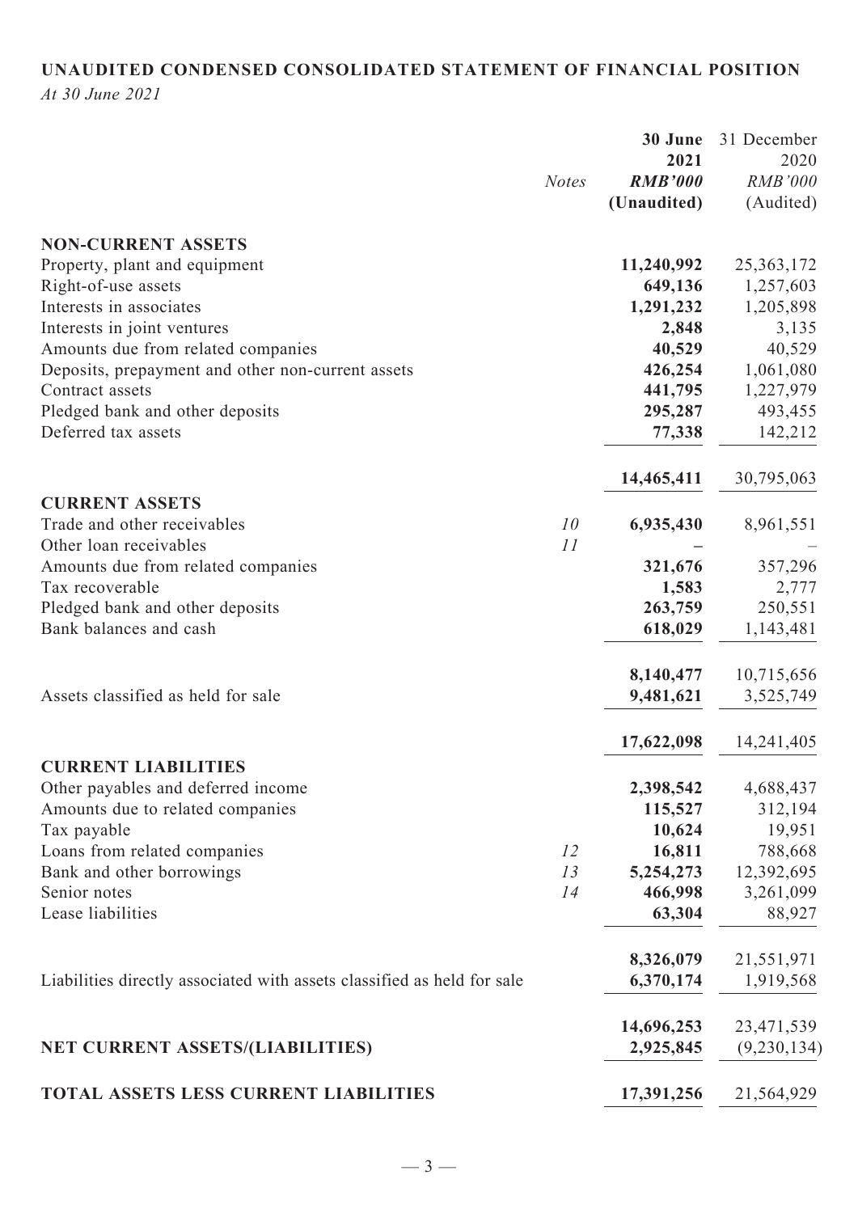# UNAUDITED CONDENSED CONSOLIDATED STATEMENT OF FINANCIAL POSITION

*At 30 June 2021*

| | Notes | 30 June 2021 RMB'000 (Unaudited) | 31 December 2020 RMB'000 (Audited) |
|---|---|---|---|
| **NON-CURRENT ASSETS** | | | |
| Property, plant and equipment | | **11,240,992** | 25,363,172 |
| Right-of-use assets | | **649,136** | 1,257,603 |
| Interests in associates | | **1,291,232** | 1,205,898 |
| Interests in joint ventures | | **2,848** | 3,135 |
| Amounts due from related companies | | **40,529** | 40,529 |
| Deposits, prepayment and other non-current assets | | **426,254** | 1,061,080 |
| Contract assets | | **441,795** | 1,227,979 |
| Pledged bank and other deposits | | **295,287** | 493,455 |
| Deferred tax assets | | **77,338** | 142,212 |
| | | **14,465,411** | 30,795,063 |
| **CURRENT ASSETS** | | | |
| Trade and other receivables | 10 | **6,935,430** | 8,961,551 |
| Other loan receivables | 11 | **–** | – |
| Amounts due from related companies | | **321,676** | 357,296 |
| Tax recoverable | | **1,583** | 2,777 |
| Pledged bank and other deposits | | **263,759** | 250,551 |
| Bank balances and cash | | **618,029** | 1,143,481 |
| | | **8,140,477** | 10,715,656 |
| Assets classified as held for sale | | **9,481,621** | 3,525,749 |
| | | **17,622,098** | 14,241,405 |
| **CURRENT LIABILITIES** | | | |
| Other payables and deferred income | | **2,398,542** | 4,688,437 |
| Amounts due to related companies | | **115,527** | 312,194 |
| Tax payable | | **10,624** | 19,951 |
| Loans from related companies | 12 | **16,811** | 788,668 |
| Bank and other borrowings | 13 | **5,254,273** | 12,392,695 |
| Senior notes | 14 | **466,998** | 3,261,099 |
| Lease liabilities | | **63,304** | 88,927 |
| | | **8,326,079** | 21,551,971 |
| Liabilities directly associated with assets classified as held for sale | | **6,370,174** | 1,919,568 |
| | | **14,696,253** | 23,471,539 |
| **NET CURRENT ASSETS/(LIABILITIES)** | | **2,925,845** | (9,230,134) |
| **TOTAL ASSETS LESS CURRENT LIABILITIES** | | **17,391,256** | 21,564,929 |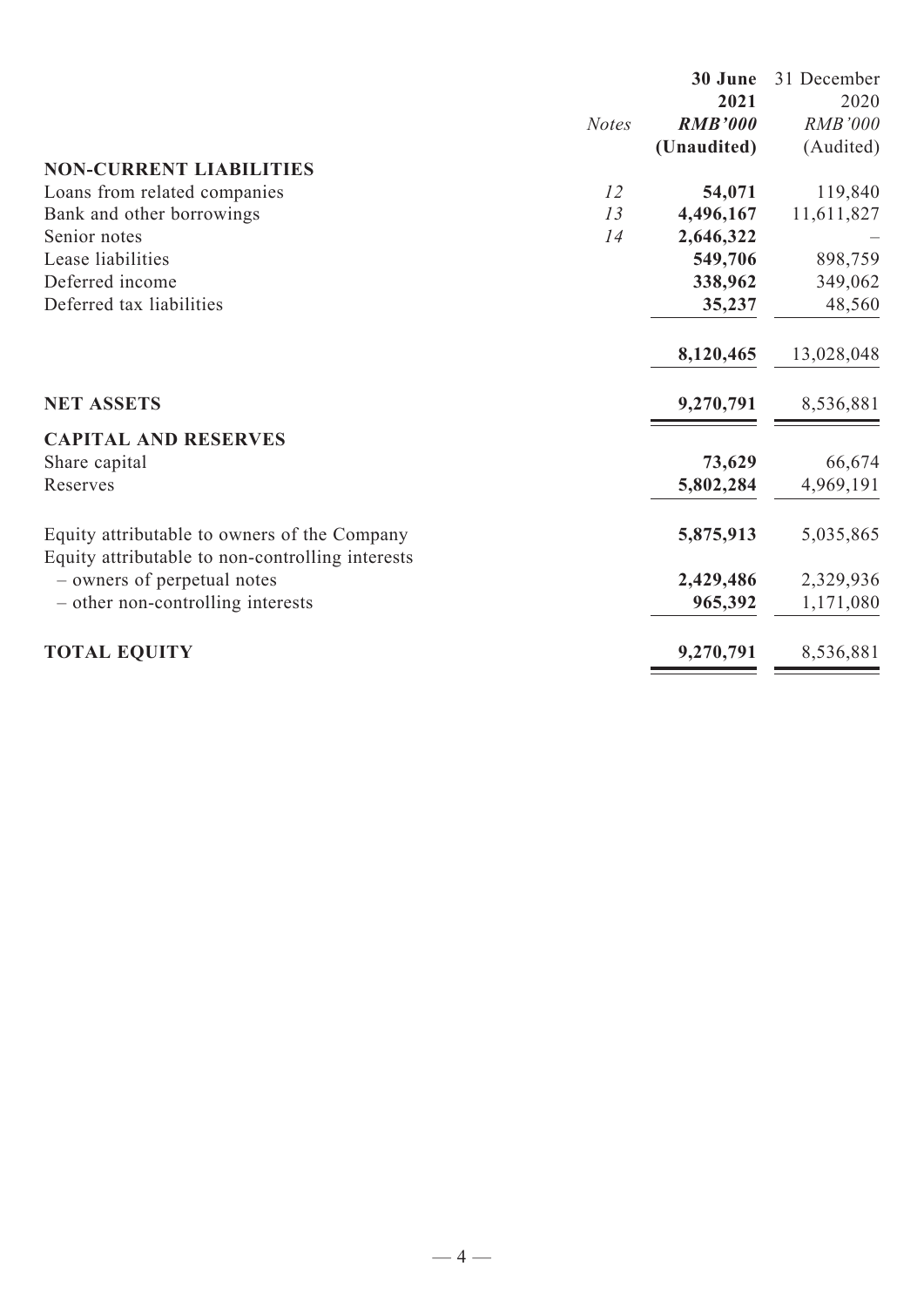| | Notes | 30 June 2021 RMB'000 (Unaudited) | 31 December 2020 RMB'000 (Audited) |
|---|---|---|---|
| **NON-CURRENT LIABILITIES** | | | |
| Loans from related companies | 12 | **54,071** | 119,840 |
| Bank and other borrowings | 13 | **4,496,167** | 11,611,827 |
| Senior notes | 14 | **2,646,322** | – |
| Lease liabilities | | **549,706** | 898,759 |
| Deferred income | | **338,962** | 349,062 |
| Deferred tax liabilities | | **35,237** | 48,560 |
| | | **8,120,465** | 13,028,048 |
| **NET ASSETS** | | **9,270,791** | 8,536,881 |
| **CAPITAL AND RESERVES** | | | |
| Share capital | | **73,629** | 66,674 |
| Reserves | | **5,802,284** | 4,969,191 |
| Equity attributable to owners of the Company | | **5,875,913** | 5,035,865 |
| Equity attributable to non-controlling interests | | | |
| – owners of perpetual notes | | **2,429,486** | 2,329,936 |
| – other non-controlling interests | | **965,392** | 1,171,080 |
| **TOTAL EQUITY** | | **9,270,791** | 8,536,881 |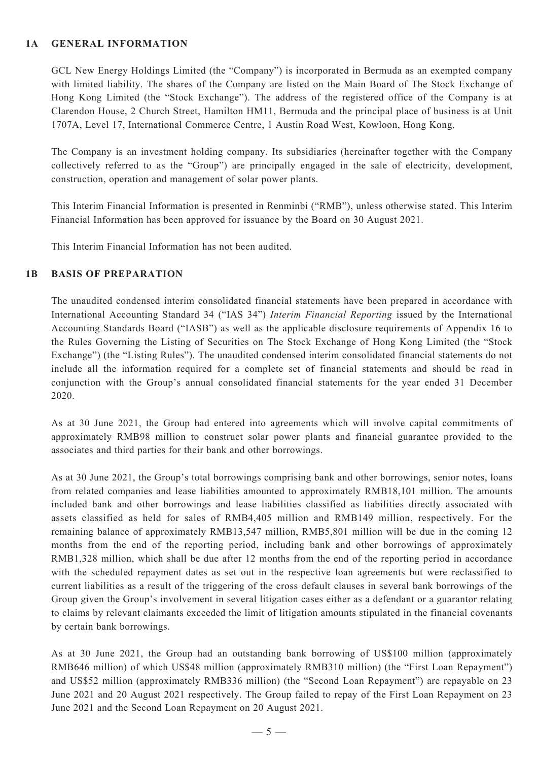## 1A GENERAL INFORMATION

GCL New Energy Holdings Limited (the "Company") is incorporated in Bermuda as an exempted company with limited liability. The shares of the Company are listed on the Main Board of The Stock Exchange of Hong Kong Limited (the "Stock Exchange"). The address of the registered office of the Company is at Clarendon House, 2 Church Street, Hamilton HM11, Bermuda and the principal place of business is at Unit 1707A, Level 17, International Commerce Centre, 1 Austin Road West, Kowloon, Hong Kong.

The Company is an investment holding company. Its subsidiaries (hereinafter together with the Company collectively referred to as the "Group") are principally engaged in the sale of electricity, development, construction, operation and management of solar power plants.

This Interim Financial Information is presented in Renminbi ("RMB"), unless otherwise stated. This Interim Financial Information has been approved for issuance by the Board on 30 August 2021.

This Interim Financial Information has not been audited.

## 1B BASIS OF PREPARATION

The unaudited condensed interim consolidated financial statements have been prepared in accordance with International Accounting Standard 34 ("IAS 34") *Interim Financial Reporting* issued by the International Accounting Standards Board ("IASB") as well as the applicable disclosure requirements of Appendix 16 to the Rules Governing the Listing of Securities on The Stock Exchange of Hong Kong Limited (the "Stock Exchange") (the "Listing Rules"). The unaudited condensed interim consolidated financial statements do not include all the information required for a complete set of financial statements and should be read in conjunction with the Group's annual consolidated financial statements for the year ended 31 December 2020.

As at 30 June 2021, the Group had entered into agreements which will involve capital commitments of approximately RMB98 million to construct solar power plants and financial guarantee provided to the associates and third parties for their bank and other borrowings.

As at 30 June 2021, the Group's total borrowings comprising bank and other borrowings, senior notes, loans from related companies and lease liabilities amounted to approximately RMB18,101 million. The amounts included bank and other borrowings and lease liabilities classified as liabilities directly associated with assets classified as held for sales of RMB4,405 million and RMB149 million, respectively. For the remaining balance of approximately RMB13,547 million, RMB5,801 million will be due in the coming 12 months from the end of the reporting period, including bank and other borrowings of approximately RMB1,328 million, which shall be due after 12 months from the end of the reporting period in accordance with the scheduled repayment dates as set out in the respective loan agreements but were reclassified to current liabilities as a result of the triggering of the cross default clauses in several bank borrowings of the Group given the Group's involvement in several litigation cases either as a defendant or a guarantor relating to claims by relevant claimants exceeded the limit of litigation amounts stipulated in the financial covenants by certain bank borrowings.

As at 30 June 2021, the Group had an outstanding bank borrowing of US$100 million (approximately RMB646 million) of which US$48 million (approximately RMB310 million) (the "First Loan Repayment") and US$52 million (approximately RMB336 million) (the "Second Loan Repayment") are repayable on 23 June 2021 and 20 August 2021 respectively. The Group failed to repay of the First Loan Repayment on 23 June 2021 and the Second Loan Repayment on 20 August 2021.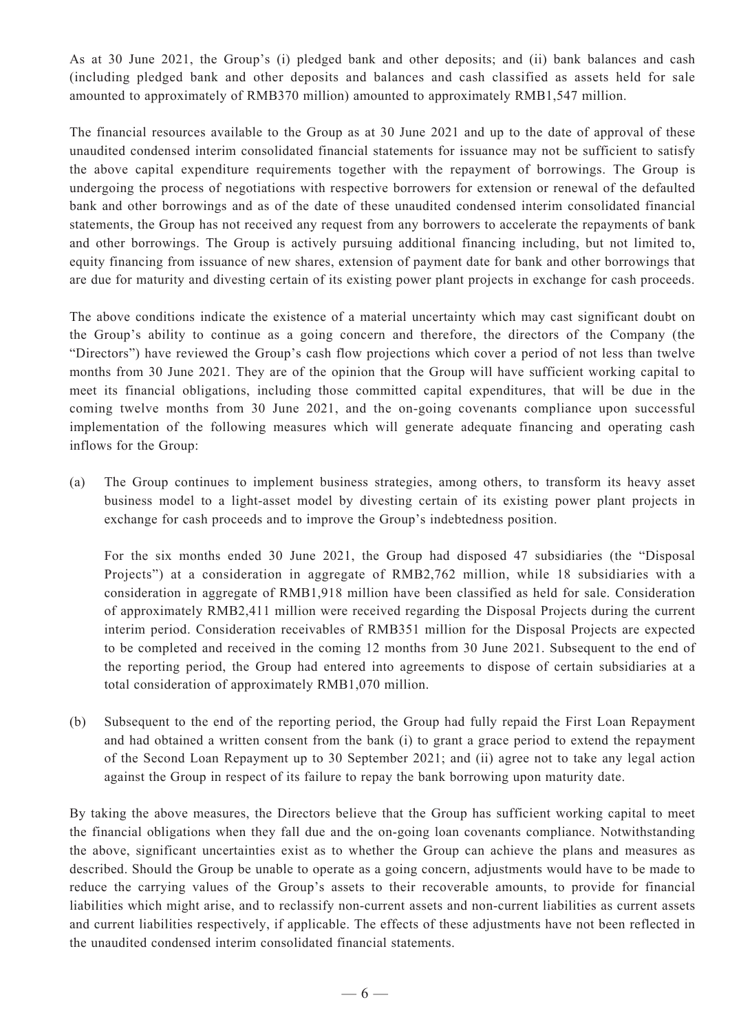As at 30 June 2021, the Group's (i) pledged bank and other deposits; and (ii) bank balances and cash (including pledged bank and other deposits and balances and cash classified as assets held for sale amounted to approximately of RMB370 million) amounted to approximately RMB1,547 million.

The financial resources available to the Group as at 30 June 2021 and up to the date of approval of these unaudited condensed interim consolidated financial statements for issuance may not be sufficient to satisfy the above capital expenditure requirements together with the repayment of borrowings. The Group is undergoing the process of negotiations with respective borrowers for extension or renewal of the defaulted bank and other borrowings and as of the date of these unaudited condensed interim consolidated financial statements, the Group has not received any request from any borrowers to accelerate the repayments of bank and other borrowings. The Group is actively pursuing additional financing including, but not limited to, equity financing from issuance of new shares, extension of payment date for bank and other borrowings that are due for maturity and divesting certain of its existing power plant projects in exchange for cash proceeds.

The above conditions indicate the existence of a material uncertainty which may cast significant doubt on the Group's ability to continue as a going concern and therefore, the directors of the Company (the "Directors") have reviewed the Group's cash flow projections which cover a period of not less than twelve months from 30 June 2021. They are of the opinion that the Group will have sufficient working capital to meet its financial obligations, including those committed capital expenditures, that will be due in the coming twelve months from 30 June 2021, and the on-going covenants compliance upon successful implementation of the following measures which will generate adequate financing and operating cash inflows for the Group:

(a) The Group continues to implement business strategies, among others, to transform its heavy asset business model to a light-asset model by divesting certain of its existing power plant projects in exchange for cash proceeds and to improve the Group's indebtedness position.

    For the six months ended 30 June 2021, the Group had disposed 47 subsidiaries (the "Disposal Projects") at a consideration in aggregate of RMB2,762 million, while 18 subsidiaries with a consideration in aggregate of RMB1,918 million have been classified as held for sale. Consideration of approximately RMB2,411 million were received regarding the Disposal Projects during the current interim period. Consideration receivables of RMB351 million for the Disposal Projects are expected to be completed and received in the coming 12 months from 30 June 2021. Subsequent to the end of the reporting period, the Group had entered into agreements to dispose of certain subsidiaries at a total consideration of approximately RMB1,070 million.

(b) Subsequent to the end of the reporting period, the Group had fully repaid the First Loan Repayment and had obtained a written consent from the bank (i) to grant a grace period to extend the repayment of the Second Loan Repayment up to 30 September 2021; and (ii) agree not to take any legal action against the Group in respect of its failure to repay the bank borrowing upon maturity date.

By taking the above measures, the Directors believe that the Group has sufficient working capital to meet the financial obligations when they fall due and the on-going loan covenants compliance. Notwithstanding the above, significant uncertainties exist as to whether the Group can achieve the plans and measures as described. Should the Group be unable to operate as a going concern, adjustments would have to be made to reduce the carrying values of the Group's assets to their recoverable amounts, to provide for financial liabilities which might arise, and to reclassify non-current assets and non-current liabilities as current assets and current liabilities respectively, if applicable. The effects of these adjustments have not been reflected in the unaudited condensed interim consolidated financial statements.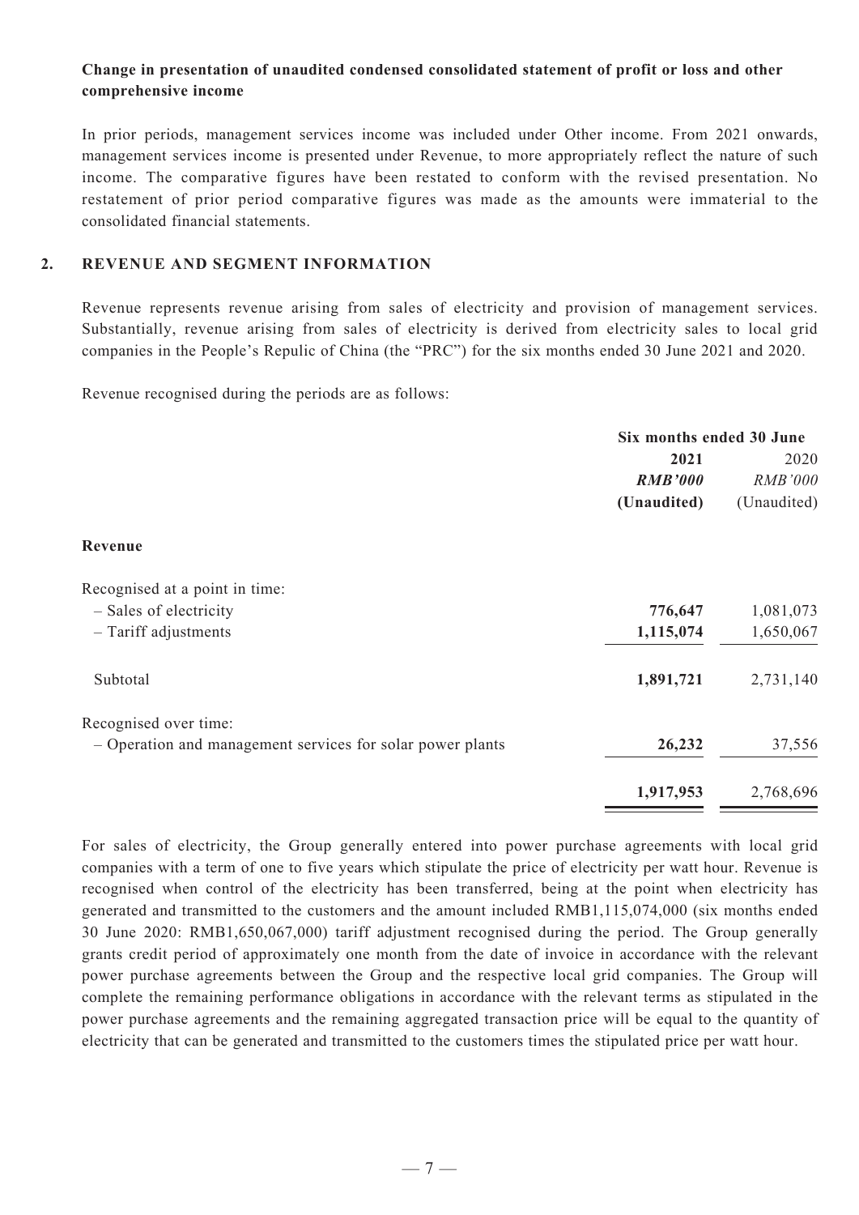**Change in presentation of unaudited condensed consolidated statement of profit or loss and other comprehensive income**

In prior periods, management services income was included under Other income. From 2021 onwards, management services income is presented under Revenue, to more appropriately reflect the nature of such income. The comparative figures have been restated to conform with the revised presentation. No restatement of prior period comparative figures was made as the amounts were immaterial to the consolidated financial statements.

## 2. REVENUE AND SEGMENT INFORMATION

Revenue represents revenue arising from sales of electricity and provision of management services. Substantially, revenue arising from sales of electricity is derived from electricity sales to local grid companies in the People's Repulic of China (the "PRC") for the six months ended 30 June 2021 and 2020.

Revenue recognised during the periods are as follows:

| | Six months ended 30 June | |
|---|---|---|
| | **2021** | 2020 |
| | ***RMB'000*** | *RMB'000* |
| | **(Unaudited)** | (Unaudited) |
| **Revenue** | | |
| Recognised at a point in time: | | |
| – Sales of electricity | **776,647** | 1,081,073 |
| – Tariff adjustments | **1,115,074** | 1,650,067 |
| Subtotal | **1,891,721** | 2,731,140 |
| Recognised over time: | | |
| – Operation and management services for solar power plants | **26,232** | 37,556 |
| | **1,917,953** | 2,768,696 |

For sales of electricity, the Group generally entered into power purchase agreements with local grid companies with a term of one to five years which stipulate the price of electricity per watt hour. Revenue is recognised when control of the electricity has been transferred, being at the point when electricity has generated and transmitted to the customers and the amount included RMB1,115,074,000 (six months ended 30 June 2020: RMB1,650,067,000) tariff adjustment recognised during the period. The Group generally grants credit period of approximately one month from the date of invoice in accordance with the relevant power purchase agreements between the Group and the respective local grid companies. The Group will complete the remaining performance obligations in accordance with the relevant terms as stipulated in the power purchase agreements and the remaining aggregated transaction price will be equal to the quantity of electricity that can be generated and transmitted to the customers times the stipulated price per watt hour.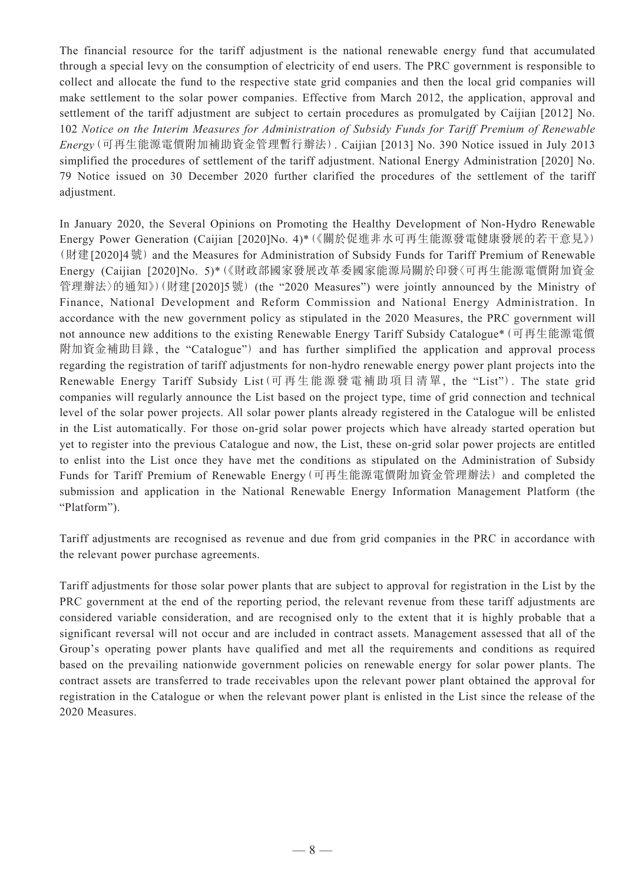The financial resource for the tariff adjustment is the national renewable energy fund that accumulated through a special levy on the consumption of electricity of end users. The PRC government is responsible to collect and allocate the fund to the respective state grid companies and then the local grid companies will make settlement to the solar power companies. Effective from March 2012, the application, approval and settlement of the tariff adjustment are subject to certain procedures as promulgated by Caijian [2012] No. 102 *Notice on the Interim Measures for Administration of Subsidy Funds for Tariff Premium of Renewable Energy*（可再生能源電價附加補助資金管理暫行辦法）. Caijian [2013] No. 390 Notice issued in July 2013 simplified the procedures of settlement of the tariff adjustment. National Energy Administration [2020] No. 79 Notice issued on 30 December 2020 further clarified the procedures of the settlement of the tariff adjustment.

In January 2020, the Several Opinions on Promoting the Healthy Development of Non-Hydro Renewable Energy Power Generation (Caijian [2020]No. 4)*（《關於促進非水可再生能源發電健康發展的若干意見》）（財建[2020]4號）and the Measures for Administration of Subsidy Funds for Tariff Premium of Renewable Energy (Caijian [2020]No. 5)*（《財政部國家發展改革委國家能源局關於印發〈可再生能源電價附加資金管理辦法〉的通知》）（財建[2020]5號）(the "2020 Measures") were jointly announced by the Ministry of Finance, National Development and Reform Commission and National Energy Administration. In accordance with the new government policy as stipulated in the 2020 Measures, the PRC government will not announce new additions to the existing Renewable Energy Tariff Subsidy Catalogue*（可再生能源電價附加資金補助目錄, the "Catalogue"）and has further simplified the application and approval process regarding the registration of tariff adjustments for non-hydro renewable energy power plant projects into the Renewable Energy Tariff Subsidy List（可再生能源發電補助項目清單, the "List"）. The state grid companies will regularly announce the List based on the project type, time of grid connection and technical level of the solar power projects. All solar power plants already registered in the Catalogue will be enlisted in the List automatically. For those on-grid solar power projects which have already started operation but yet to register into the previous Catalogue and now, the List, these on-grid solar power projects are entitled to enlist into the List once they have met the conditions as stipulated on the Administration of Subsidy Funds for Tariff Premium of Renewable Energy（可再生能源電價附加資金管理辦法）and completed the submission and application in the National Renewable Energy Information Management Platform (the "Platform").

Tariff adjustments are recognised as revenue and due from grid companies in the PRC in accordance with the relevant power purchase agreements.

Tariff adjustments for those solar power plants that are subject to approval for registration in the List by the PRC government at the end of the reporting period, the relevant revenue from these tariff adjustments are considered variable consideration, and are recognised only to the extent that it is highly probable that a significant reversal will not occur and are included in contract assets. Management assessed that all of the Group's operating power plants have qualified and met all the requirements and conditions as required based on the prevailing nationwide government policies on renewable energy for solar power plants. The contract assets are transferred to trade receivables upon the relevant power plant obtained the approval for registration in the Catalogue or when the relevant power plant is enlisted in the List since the release of the 2020 Measures.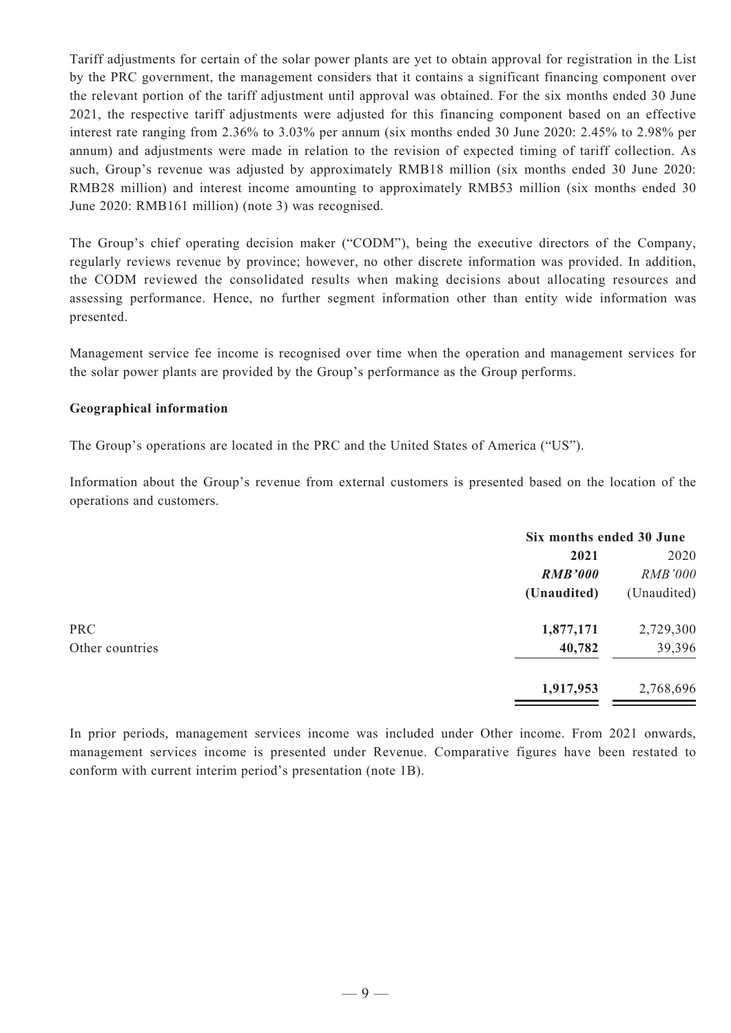Tariff adjustments for certain of the solar power plants are yet to obtain approval for registration in the List by the PRC government, the management considers that it contains a significant financing component over the relevant portion of the tariff adjustment until approval was obtained. For the six months ended 30 June 2021, the respective tariff adjustments were adjusted for this financing component based on an effective interest rate ranging from 2.36% to 3.03% per annum (six months ended 30 June 2020: 2.45% to 2.98% per annum) and adjustments were made in relation to the revision of expected timing of tariff collection. As such, Group's revenue was adjusted by approximately RMB18 million (six months ended 30 June 2020: RMB28 million) and interest income amounting to approximately RMB53 million (six months ended 30 June 2020: RMB161 million) (note 3) was recognised.

The Group's chief operating decision maker ("CODM"), being the executive directors of the Company, regularly reviews revenue by province; however, no other discrete information was provided. In addition, the CODM reviewed the consolidated results when making decisions about allocating resources and assessing performance. Hence, no further segment information other than entity wide information was presented.

Management service fee income is recognised over time when the operation and management services for the solar power plants are provided by the Group's performance as the Group performs.

**Geographical information**

The Group's operations are located in the PRC and the United States of America ("US").

Information about the Group's revenue from external customers is presented based on the location of the operations and customers.

| | Six months ended 30 June | |
|---|---|---|
| | **2021** | 2020 |
| | ***RMB'000*** | *RMB'000* |
| | **(Unaudited)** | (Unaudited) |
| PRC | **1,877,171** | 2,729,300 |
| Other countries | **40,782** | 39,396 |
| | **1,917,953** | 2,768,696 |

In prior periods, management services income was included under Other income. From 2021 onwards, management services income is presented under Revenue. Comparative figures have been restated to conform with current interim period's presentation (note 1B).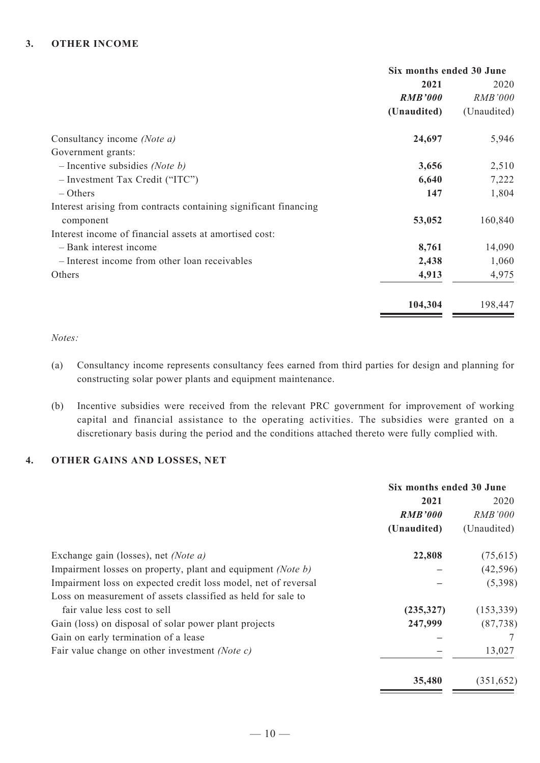## 3. OTHER INCOME

| | Six months ended 30 June | |
|---|---|---|
| | **2021** | 2020 |
| | ***RMB'000*** | *RMB'000* |
| | **(Unaudited)** | (Unaudited) |
| Consultancy income *(Note a)* | **24,697** | 5,946 |
| Government grants: | | |
| – Incentive subsidies *(Note b)* | **3,656** | 2,510 |
| – Investment Tax Credit ("ITC") | **6,640** | 7,222 |
| – Others | **147** | 1,804 |
| Interest arising from contracts containing significant financing component | **53,052** | 160,840 |
| Interest income of financial assets at amortised cost: | | |
| – Bank interest income | **8,761** | 14,090 |
| – Interest income from other loan receivables | **2,438** | 1,060 |
| Others | **4,913** | 4,975 |
| | **104,304** | 198,447 |

*Notes:*

(a) Consultancy income represents consultancy fees earned from third parties for design and planning for constructing solar power plants and equipment maintenance.

(b) Incentive subsidies were received from the relevant PRC government for improvement of working capital and financial assistance to the operating activities. The subsidies were granted on a discretionary basis during the period and the conditions attached thereto were fully complied with.

## 4. OTHER GAINS AND LOSSES, NET

| | Six months ended 30 June | |
|---|---|---|
| | **2021** | 2020 |
| | ***RMB'000*** | *RMB'000* |
| | **(Unaudited)** | (Unaudited) |
| Exchange gain (losses), net *(Note a)* | **22,808** | (75,615) |
| Impairment losses on property, plant and equipment *(Note b)* | **–** | (42,596) |
| Impairment loss on expected credit loss model, net of reversal | **–** | (5,398) |
| Loss on measurement of assets classified as held for sale to fair value less cost to sell | **(235,327)** | (153,339) |
| Gain (loss) on disposal of solar power plant projects | **247,999** | (87,738) |
| Gain on early termination of a lease | **–** | 7 |
| Fair value change on other investment *(Note c)* | **–** | 13,027 |
| | **35,480** | (351,652) |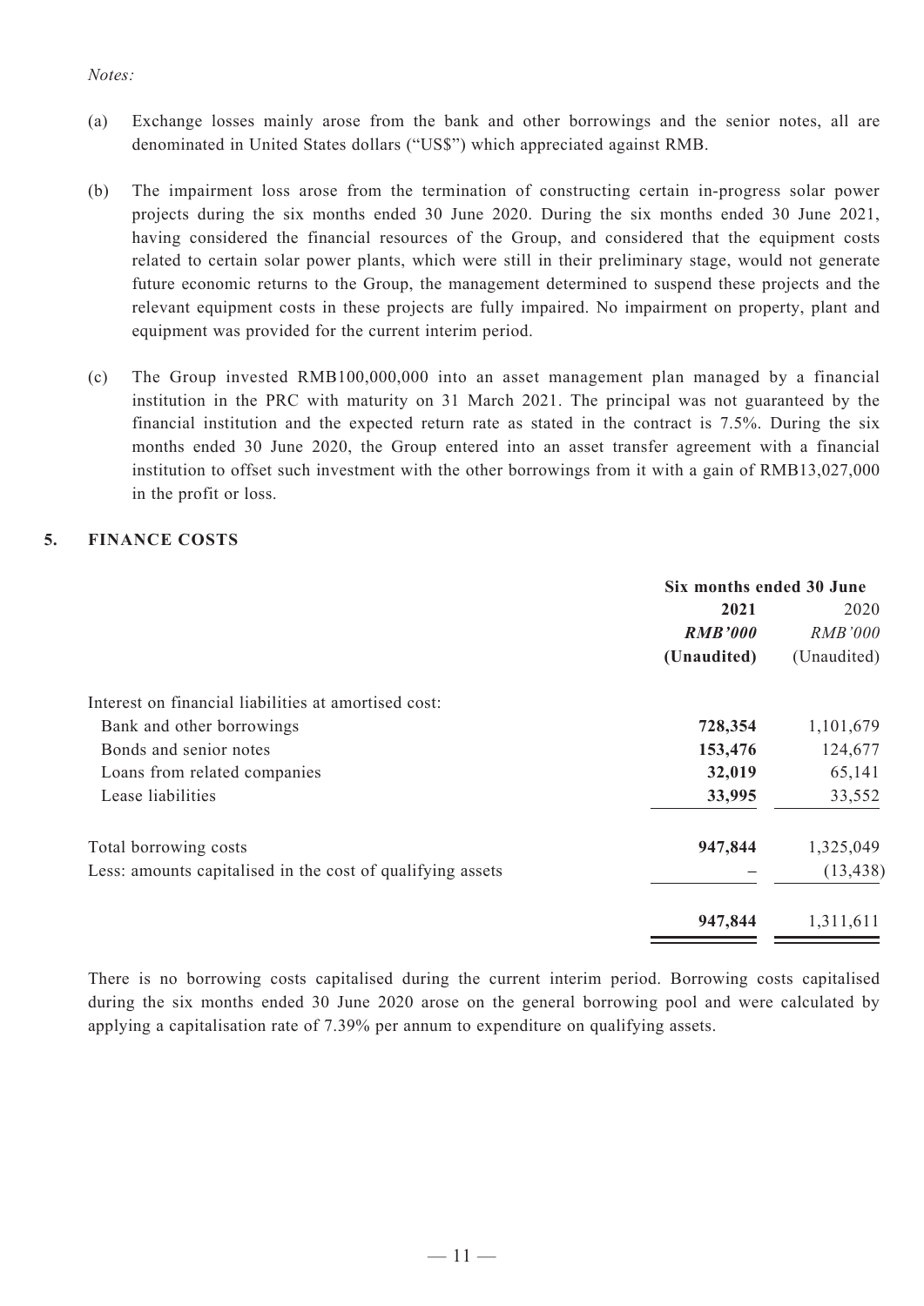*Notes:*

(a) Exchange losses mainly arose from the bank and other borrowings and the senior notes, all are denominated in United States dollars ("US$") which appreciated against RMB.

(b) The impairment loss arose from the termination of constructing certain in-progress solar power projects during the six months ended 30 June 2020. During the six months ended 30 June 2021, having considered the financial resources of the Group, and considered that the equipment costs related to certain solar power plants, which were still in their preliminary stage, would not generate future economic returns to the Group, the management determined to suspend these projects and the relevant equipment costs in these projects are fully impaired. No impairment on property, plant and equipment was provided for the current interim period.

(c) The Group invested RMB100,000,000 into an asset management plan managed by a financial institution in the PRC with maturity on 31 March 2021. The principal was not guaranteed by the financial institution and the expected return rate as stated in the contract is 7.5%. During the six months ended 30 June 2020, the Group entered into an asset transfer agreement with a financial institution to offset such investment with the other borrowings from it with a gain of RMB13,027,000 in the profit or loss.

## 5. FINANCE COSTS

| | Six months ended 30 June | |
|---|---|---|
| | **2021** | 2020 |
| | ***RMB'000*** | *RMB'000* |
| | **(Unaudited)** | (Unaudited) |
| Interest on financial liabilities at amortised cost: | | |
| Bank and other borrowings | **728,354** | 1,101,679 |
| Bonds and senior notes | **153,476** | 124,677 |
| Loans from related companies | **32,019** | 65,141 |
| Lease liabilities | **33,995** | 33,552 |
| Total borrowing costs | **947,844** | 1,325,049 |
| Less: amounts capitalised in the cost of qualifying assets | **–** | (13,438) |
| | **947,844** | 1,311,611 |

There is no borrowing costs capitalised during the current interim period. Borrowing costs capitalised during the six months ended 30 June 2020 arose on the general borrowing pool and were calculated by applying a capitalisation rate of 7.39% per annum to expenditure on qualifying assets.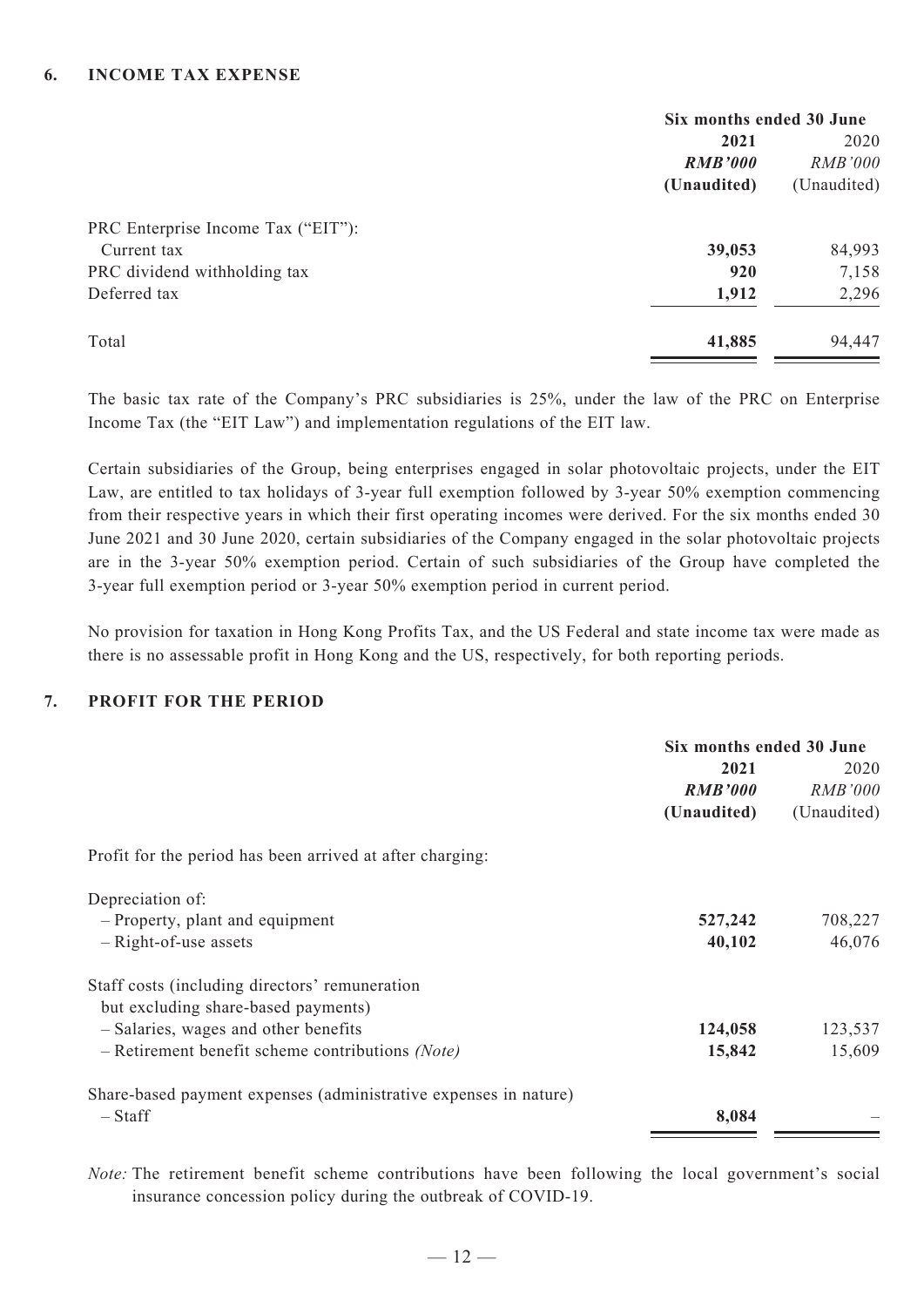## 6. INCOME TAX EXPENSE

| | Six months ended 30 June | |
|---|---|---|
| | **2021** | 2020 |
| | ***RMB'000*** | *RMB'000* |
| | **(Unaudited)** | (Unaudited) |
| PRC Enterprise Income Tax ("EIT"): | | |
| Current tax | **39,053** | 84,993 |
| PRC dividend withholding tax | **920** | 7,158 |
| Deferred tax | **1,912** | 2,296 |
| Total | **41,885** | 94,447 |

The basic tax rate of the Company's PRC subsidiaries is 25%, under the law of the PRC on Enterprise Income Tax (the "EIT Law") and implementation regulations of the EIT law.

Certain subsidiaries of the Group, being enterprises engaged in solar photovoltaic projects, under the EIT Law, are entitled to tax holidays of 3-year full exemption followed by 3-year 50% exemption commencing from their respective years in which their first operating incomes were derived. For the six months ended 30 June 2021 and 30 June 2020, certain subsidiaries of the Company engaged in the solar photovoltaic projects are in the 3-year 50% exemption period. Certain of such subsidiaries of the Group have completed the 3-year full exemption period or 3-year 50% exemption period in current period.

No provision for taxation in Hong Kong Profits Tax, and the US Federal and state income tax were made as there is no assessable profit in Hong Kong and the US, respectively, for both reporting periods.

## 7. PROFIT FOR THE PERIOD

| | Six months ended 30 June | |
|---|---|---|
| | **2021** | 2020 |
| | ***RMB'000*** | *RMB'000* |
| | **(Unaudited)** | (Unaudited) |
| Profit for the period has been arrived at after charging: | | |
| Depreciation of: | | |
| – Property, plant and equipment | **527,242** | 708,227 |
| – Right-of-use assets | **40,102** | 46,076 |
| Staff costs (including directors' remuneration but excluding share-based payments) | | |
| – Salaries, wages and other benefits | **124,058** | 123,537 |
| – Retirement benefit scheme contributions *(Note)* | **15,842** | 15,609 |
| Share-based payment expenses (administrative expenses in nature) | | |
| – Staff | **8,084** | – |

*Note:* The retirement benefit scheme contributions have been following the local government's social insurance concession policy during the outbreak of COVID-19.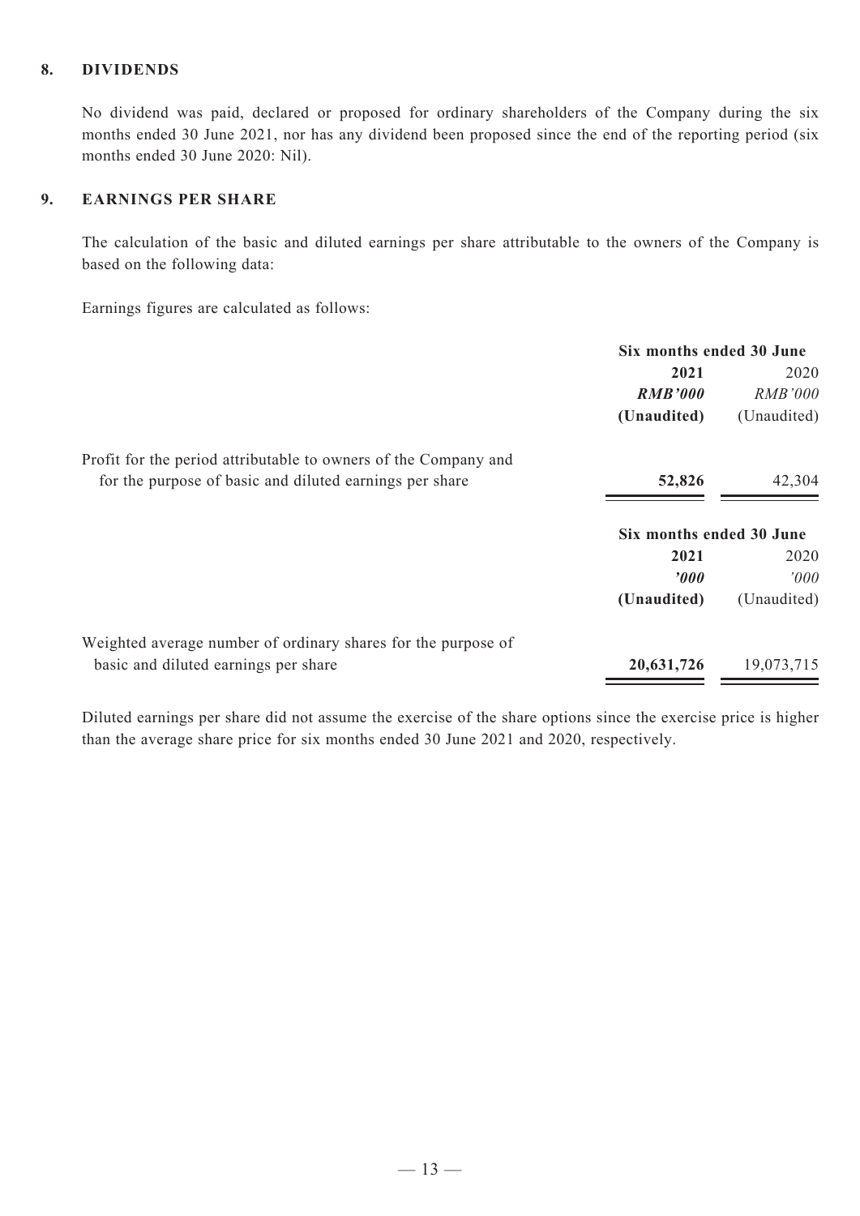## 8. DIVIDENDS

No dividend was paid, declared or proposed for ordinary shareholders of the Company during the six months ended 30 June 2021, nor has any dividend been proposed since the end of the reporting period (six months ended 30 June 2020: Nil).

## 9. EARNINGS PER SHARE

The calculation of the basic and diluted earnings per share attributable to the owners of the Company is based on the following data:

Earnings figures are calculated as follows:

| | Six months ended 30 June | |
|---|---|---|
| | **2021** | 2020 |
| | ***RMB'000*** | *RMB'000* |
| | **(Unaudited)** | (Unaudited) |
| Profit for the period attributable to owners of the Company and for the purpose of basic and diluted earnings per share | **52,826** | 42,304 |

| | Six months ended 30 June | |
|---|---|---|
| | **2021** | 2020 |
| | ***'000*** | *'000* |
| | **(Unaudited)** | (Unaudited) |
| Weighted average number of ordinary shares for the purpose of basic and diluted earnings per share | **20,631,726** | 19,073,715 |

Diluted earnings per share did not assume the exercise of the share options since the exercise price is higher than the average share price for six months ended 30 June 2021 and 2020, respectively.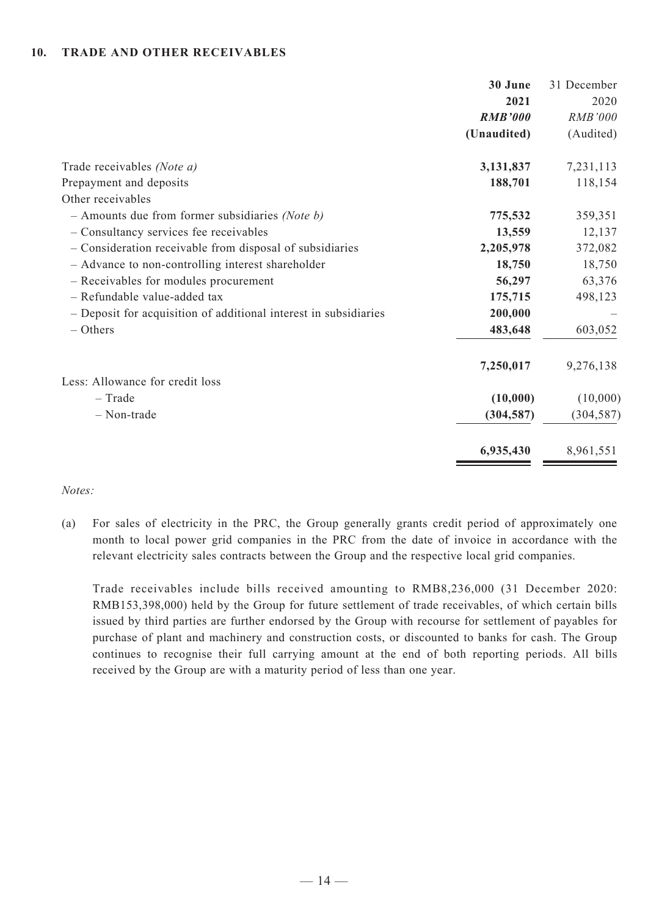## 10. TRADE AND OTHER RECEIVABLES

| | 30 June 2021 | 31 December 2020 |
|---|---|---|
| | ***RMB'000*** | *RMB'000* |
| | **(Unaudited)** | (Audited) |
| Trade receivables *(Note a)* | **3,131,837** | 7,231,113 |
| Prepayment and deposits | **188,701** | 118,154 |
| Other receivables | | |
| – Amounts due from former subsidiaries *(Note b)* | **775,532** | 359,351 |
| – Consultancy services fee receivables | **13,559** | 12,137 |
| – Consideration receivable from disposal of subsidiaries | **2,205,978** | 372,082 |
| – Advance to non-controlling interest shareholder | **18,750** | 18,750 |
| – Receivables for modules procurement | **56,297** | 63,376 |
| – Refundable value-added tax | **175,715** | 498,123 |
| – Deposit for acquisition of additional interest in subsidiaries | **200,000** | – |
| – Others | **483,648** | 603,052 |
| | **7,250,017** | 9,276,138 |
| Less: Allowance for credit loss | | |
| – Trade | **(10,000)** | (10,000) |
| – Non-trade | **(304,587)** | (304,587) |
| | **6,935,430** | 8,961,551 |

*Notes:*

(a) For sales of electricity in the PRC, the Group generally grants credit period of approximately one month to local power grid companies in the PRC from the date of invoice in accordance with the relevant electricity sales contracts between the Group and the respective local grid companies.

Trade receivables include bills received amounting to RMB8,236,000 (31 December 2020: RMB153,398,000) held by the Group for future settlement of trade receivables, of which certain bills issued by third parties are further endorsed by the Group with recourse for settlement of payables for purchase of plant and machinery and construction costs, or discounted to banks for cash. The Group continues to recognise their full carrying amount at the end of both reporting periods. All bills received by the Group are with a maturity period of less than one year.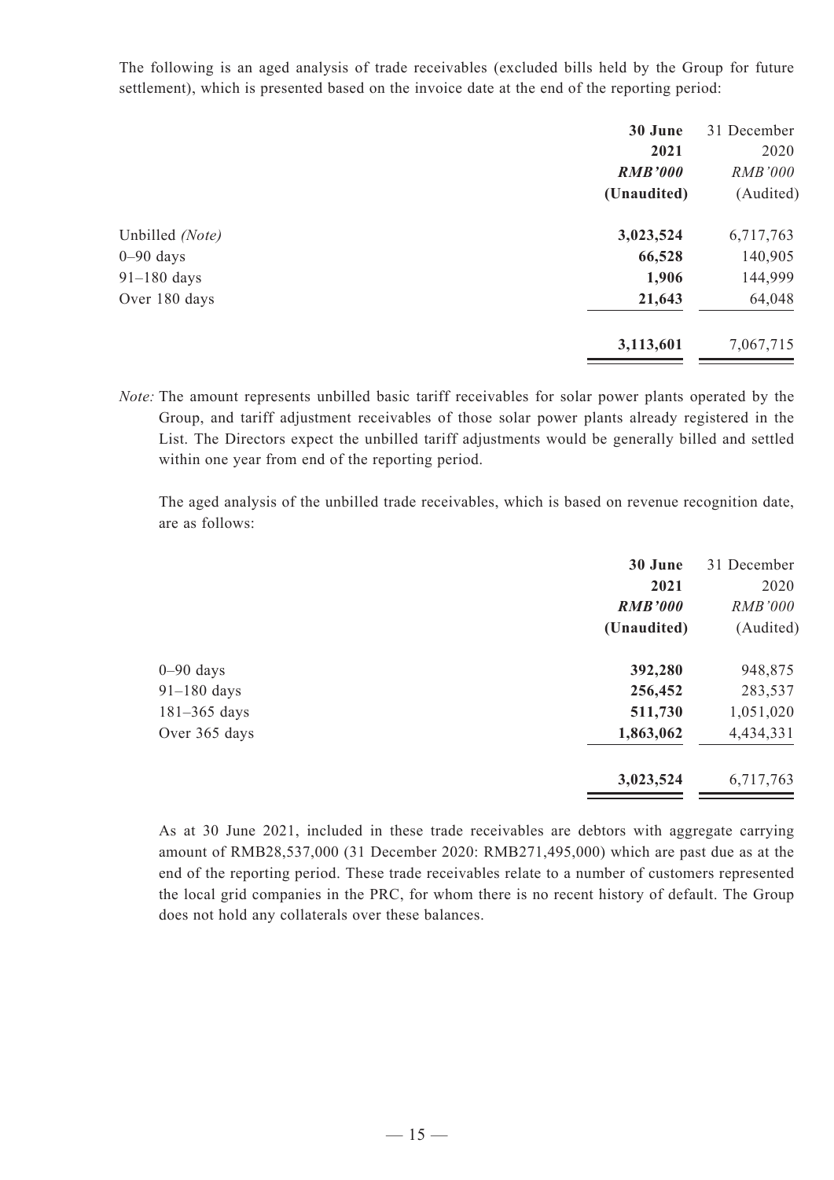The following is an aged analysis of trade receivables (excluded bills held by the Group for future settlement), which is presented based on the invoice date at the end of the reporting period:

| | **30 June 2021** | 31 December 2020 |
|---|---|---|
| | ***RMB'000*** | *RMB'000* |
| | **(Unaudited)** | (Audited) |
| Unbilled *(Note)* | **3,023,524** | 6,717,763 |
| 0–90 days | **66,528** | 140,905 |
| 91–180 days | **1,906** | 144,999 |
| Over 180 days | **21,643** | 64,048 |
| | **3,113,601** | 7,067,715 |

*Note:* The amount represents unbilled basic tariff receivables for solar power plants operated by the Group, and tariff adjustment receivables of those solar power plants already registered in the List. The Directors expect the unbilled tariff adjustments would be generally billed and settled within one year from end of the reporting period.

The aged analysis of the unbilled trade receivables, which is based on revenue recognition date, are as follows:

| | **30 June 2021** | 31 December 2020 |
|---|---|---|
| | ***RMB'000*** | *RMB'000* |
| | **(Unaudited)** | (Audited) |
| 0–90 days | **392,280** | 948,875 |
| 91–180 days | **256,452** | 283,537 |
| 181–365 days | **511,730** | 1,051,020 |
| Over 365 days | **1,863,062** | 4,434,331 |
| | **3,023,524** | 6,717,763 |

As at 30 June 2021, included in these trade receivables are debtors with aggregate carrying amount of RMB28,537,000 (31 December 2020: RMB271,495,000) which are past due as at the end of the reporting period. These trade receivables relate to a number of customers represented the local grid companies in the PRC, for whom there is no recent history of default. The Group does not hold any collaterals over these balances.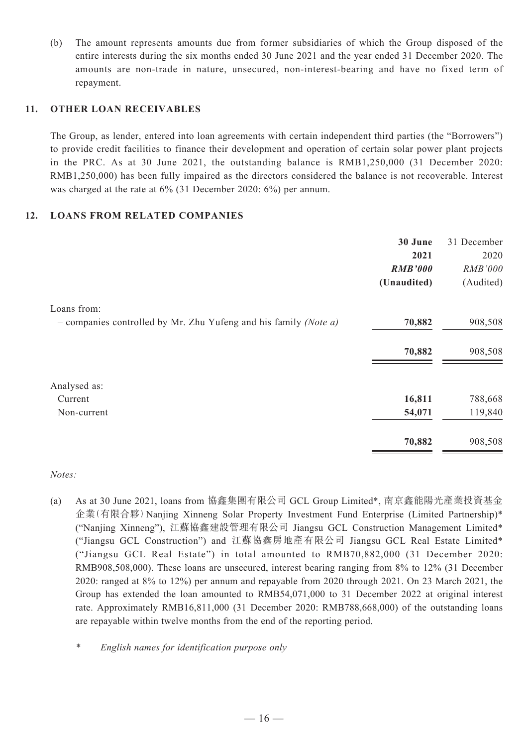(b) The amount represents amounts due from former subsidiaries of which the Group disposed of the entire interests during the six months ended 30 June 2021 and the year ended 31 December 2020. The amounts are non-trade in nature, unsecured, non-interest-bearing and have no fixed term of repayment.

## 11. OTHER LOAN RECEIVABLES

The Group, as lender, entered into loan agreements with certain independent third parties (the "Borrowers") to provide credit facilities to finance their development and operation of certain solar power plant projects in the PRC. As at 30 June 2021, the outstanding balance is RMB1,250,000 (31 December 2020: RMB1,250,000) has been fully impaired as the directors considered the balance is not recoverable. Interest was charged at the rate at 6% (31 December 2020: 6%) per annum.

## 12. LOANS FROM RELATED COMPANIES

| | **30 June 2021** | 31 December 2020 |
|---|---|---|
| | ***RMB'000*** | *RMB'000* |
| | **(Unaudited)** | (Audited) |
| Loans from: | | |
| – companies controlled by Mr. Zhu Yufeng and his family *(Note a)* | **70,882** | 908,508 |
| | **70,882** | 908,508 |
| Analysed as: | | |
| Current | **16,811** | 788,668 |
| Non-current | **54,071** | 119,840 |
| | **70,882** | 908,508 |

*Notes:*

(a) As at 30 June 2021, loans from 協鑫集團有限公司 GCL Group Limited*, 南京鑫能陽光產業投資基金企業(有限合夥) Nanjing Xinneng Solar Property Investment Fund Enterprise (Limited Partnership)* ("Nanjing Xinneng"), 江蘇協鑫建設管理有限公司 Jiangsu GCL Construction Management Limited* ("Jiangsu GCL Construction") and 江蘇協鑫房地產有限公司 Jiangsu GCL Real Estate Limited* ("Jiangsu GCL Real Estate") in total amounted to RMB70,882,000 (31 December 2020: RMB908,508,000). These loans are unsecured, interest bearing ranging from 8% to 12% (31 December 2020: ranged at 8% to 12%) per annum and repayable from 2020 through 2021. On 23 March 2021, the Group has extended the loan amounted to RMB54,071,000 to 31 December 2022 at original interest rate. Approximately RMB16,811,000 (31 December 2020: RMB788,668,000) of the outstanding loans are repayable within twelve months from the end of the reporting period.

\* *English names for identification purpose only*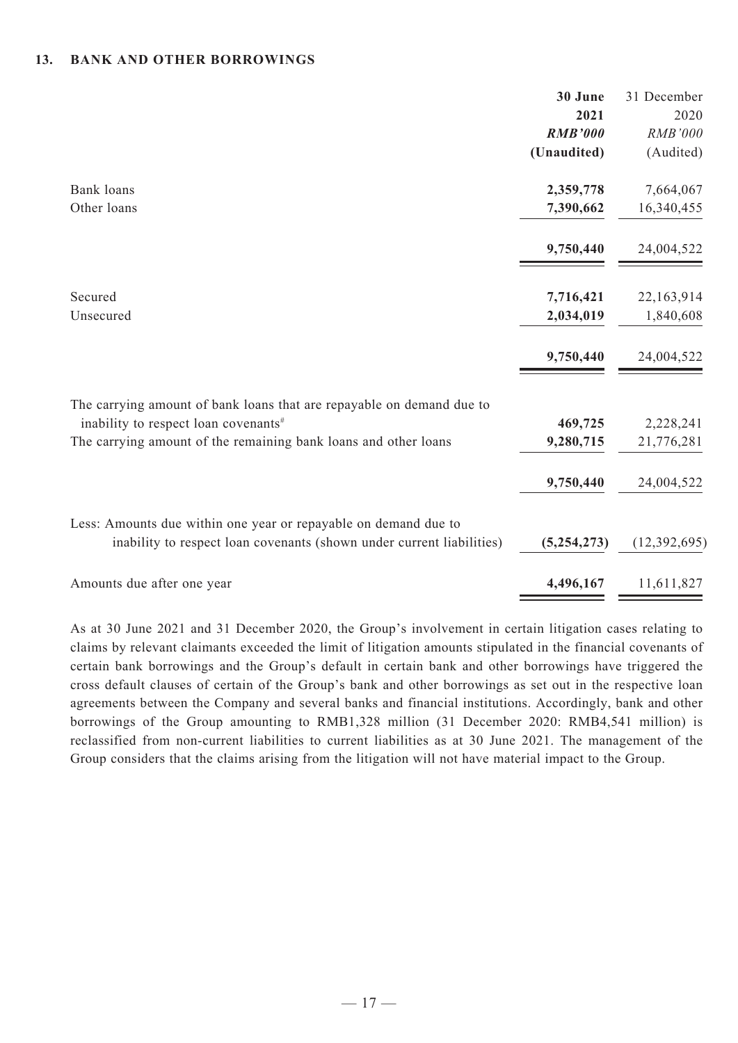### 13. BANK AND OTHER BORROWINGS

| | **30 June 2021** | 31 December 2020 |
|---|---|---|
| | ***RMB'000*** | *RMB'000* |
| | **(Unaudited)** | (Audited) |
| Bank loans | **2,359,778** | 7,664,067 |
| Other loans | **7,390,662** | 16,340,455 |
| | **9,750,440** | 24,004,522 |
| Secured | **7,716,421** | 22,163,914 |
| Unsecured | **2,034,019** | 1,840,608 |
| | **9,750,440** | 24,004,522 |
| The carrying amount of bank loans that are repayable on demand due to inability to respect loan covenants# | **469,725** | 2,228,241 |
| The carrying amount of the remaining bank loans and other loans | **9,280,715** | 21,776,281 |
| | **9,750,440** | 24,004,522 |
| Less: Amounts due within one year or repayable on demand due to inability to respect loan covenants (shown under current liabilities) | **(5,254,273)** | (12,392,695) |
| Amounts due after one year | **4,496,167** | 11,611,827 |

As at 30 June 2021 and 31 December 2020, the Group's involvement in certain litigation cases relating to claims by relevant claimants exceeded the limit of litigation amounts stipulated in the financial covenants of certain bank borrowings and the Group's default in certain bank and other borrowings have triggered the cross default clauses of certain of the Group's bank and other borrowings as set out in the respective loan agreements between the Company and several banks and financial institutions. Accordingly, bank and other borrowings of the Group amounting to RMB1,328 million (31 December 2020: RMB4,541 million) is reclassified from non-current liabilities to current liabilities as at 30 June 2021. The management of the Group considers that the claims arising from the litigation will not have material impact to the Group.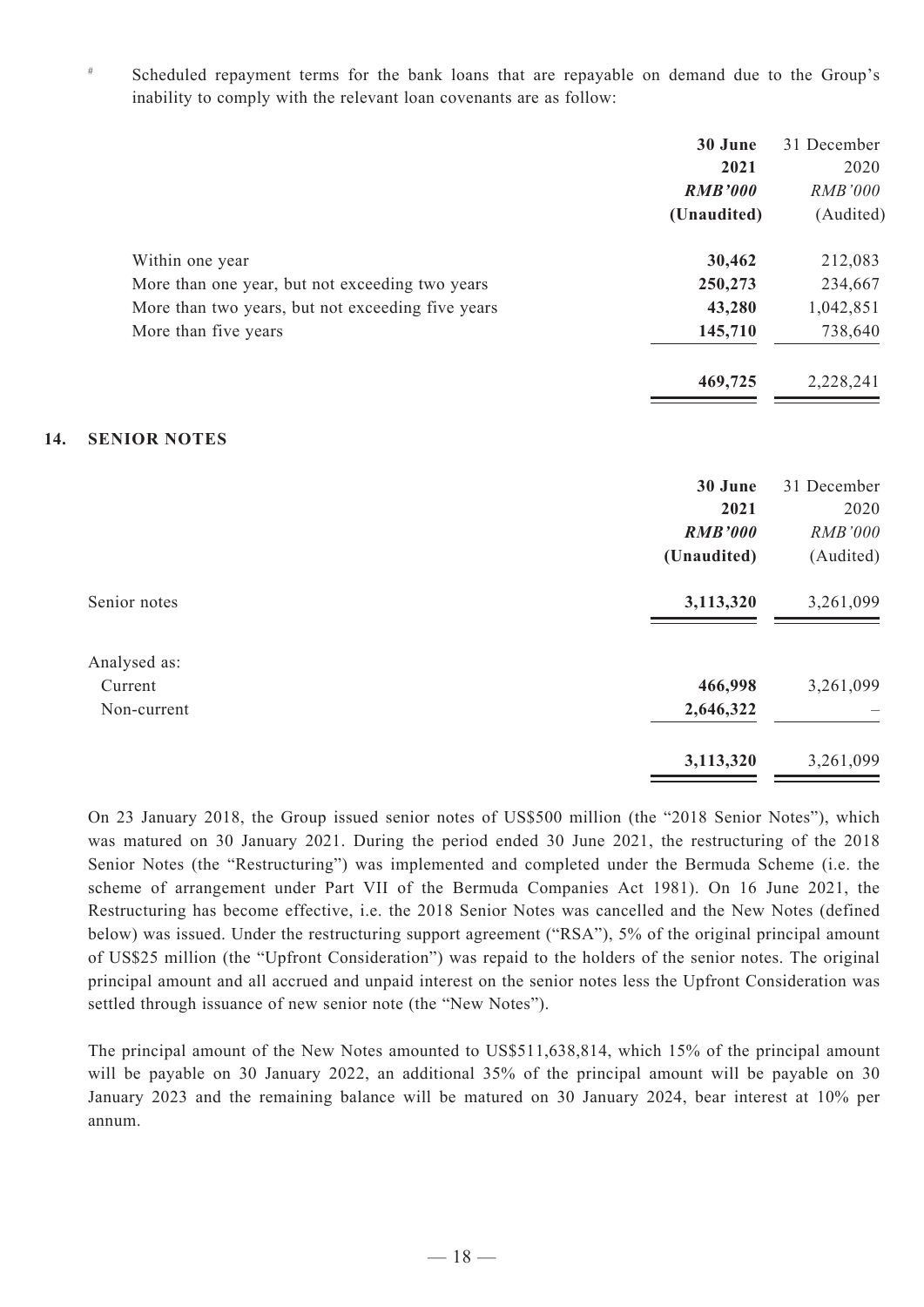\# Scheduled repayment terms for the bank loans that are repayable on demand due to the Group's inability to comply with the relevant loan covenants are as follow:

| | **30 June 2021** | 31 December 2020 |
|---|---|---|
| | ***RMB'000*** | *RMB'000* |
| | **(Unaudited)** | (Audited) |
| Within one year | **30,462** | 212,083 |
| More than one year, but not exceeding two years | **250,273** | 234,667 |
| More than two years, but not exceeding five years | **43,280** | 1,042,851 |
| More than five years | **145,710** | 738,640 |
| | **469,725** | 2,228,241 |

## 14. SENIOR NOTES

| | **30 June 2021** | 31 December 2020 |
|---|---|---|
| | ***RMB'000*** | *RMB'000* |
| | **(Unaudited)** | (Audited) |
| Senior notes | **3,113,320** | 3,261,099 |
| Analysed as: | | |
| Current | **466,998** | 3,261,099 |
| Non-current | **2,646,322** | – |
| | **3,113,320** | 3,261,099 |

On 23 January 2018, the Group issued senior notes of US$500 million (the "2018 Senior Notes"), which was matured on 30 January 2021. During the period ended 30 June 2021, the restructuring of the 2018 Senior Notes (the "Restructuring") was implemented and completed under the Bermuda Scheme (i.e. the scheme of arrangement under Part VII of the Bermuda Companies Act 1981). On 16 June 2021, the Restructuring has become effective, i.e. the 2018 Senior Notes was cancelled and the New Notes (defined below) was issued. Under the restructuring support agreement ("RSA"), 5% of the original principal amount of US$25 million (the "Upfront Consideration") was repaid to the holders of the senior notes. The original principal amount and all accrued and unpaid interest on the senior notes less the Upfront Consideration was settled through issuance of new senior note (the "New Notes").

The principal amount of the New Notes amounted to US$511,638,814, which 15% of the principal amount will be payable on 30 January 2022, an additional 35% of the principal amount will be payable on 30 January 2023 and the remaining balance will be matured on 30 January 2024, bear interest at 10% per annum.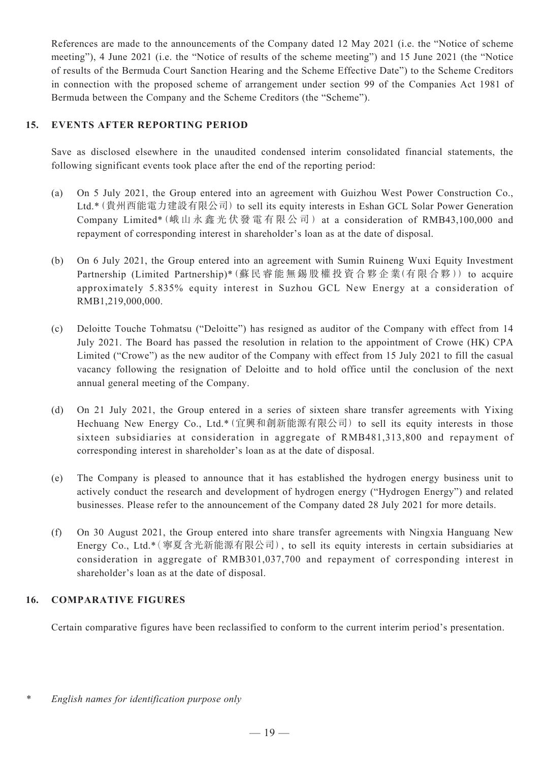References are made to the announcements of the Company dated 12 May 2021 (i.e. the "Notice of scheme meeting"), 4 June 2021 (i.e. the "Notice of results of the scheme meeting") and 15 June 2021 (the "Notice of results of the Bermuda Court Sanction Hearing and the Scheme Effective Date") to the Scheme Creditors in connection with the proposed scheme of arrangement under section 99 of the Companies Act 1981 of Bermuda between the Company and the Scheme Creditors (the "Scheme").

## 15. EVENTS AFTER REPORTING PERIOD

Save as disclosed elsewhere in the unaudited condensed interim consolidated financial statements, the following significant events took place after the end of the reporting period:

(a) On 5 July 2021, the Group entered into an agreement with Guizhou West Power Construction Co., Ltd.*（貴州西能電力建設有限公司）to sell its equity interests in Eshan GCL Solar Power Generation Company Limited*（峨山永鑫光伏發電有限公司）at a consideration of RMB43,100,000 and repayment of corresponding interest in shareholder's loan as at the date of disposal.

(b) On 6 July 2021, the Group entered into an agreement with Sumin Ruineng Wuxi Equity Investment Partnership (Limited Partnership)*（蘇民睿能無錫股權投資合夥企業(有限合夥)）to acquire approximately 5.835% equity interest in Suzhou GCL New Energy at a consideration of RMB1,219,000,000.

(c) Deloitte Touche Tohmatsu ("Deloitte") has resigned as auditor of the Company with effect from 14 July 2021. The Board has passed the resolution in relation to the appointment of Crowe (HK) CPA Limited ("Crowe") as the new auditor of the Company with effect from 15 July 2021 to fill the casual vacancy following the resignation of Deloitte and to hold office until the conclusion of the next annual general meeting of the Company.

(d) On 21 July 2021, the Group entered in a series of sixteen share transfer agreements with Yixing Hechuang New Energy Co., Ltd.*（宜興和創新能源有限公司）to sell its equity interests in those sixteen subsidiaries at consideration in aggregate of RMB481,313,800 and repayment of corresponding interest in shareholder's loan as at the date of disposal.

(e) The Company is pleased to announce that it has established the hydrogen energy business unit to actively conduct the research and development of hydrogen energy ("Hydrogen Energy") and related businesses. Please refer to the announcement of the Company dated 28 July 2021 for more details.

(f) On 30 August 2021, the Group entered into share transfer agreements with Ningxia Hanguang New Energy Co., Ltd.*（寧夏含光新能源有限公司）, to sell its equity interests in certain subsidiaries at consideration in aggregate of RMB301,037,700 and repayment of corresponding interest in shareholder's loan as at the date of disposal.

## 16. COMPARATIVE FIGURES

Certain comparative figures have been reclassified to conform to the current interim period's presentation.

\* *English names for identification purpose only*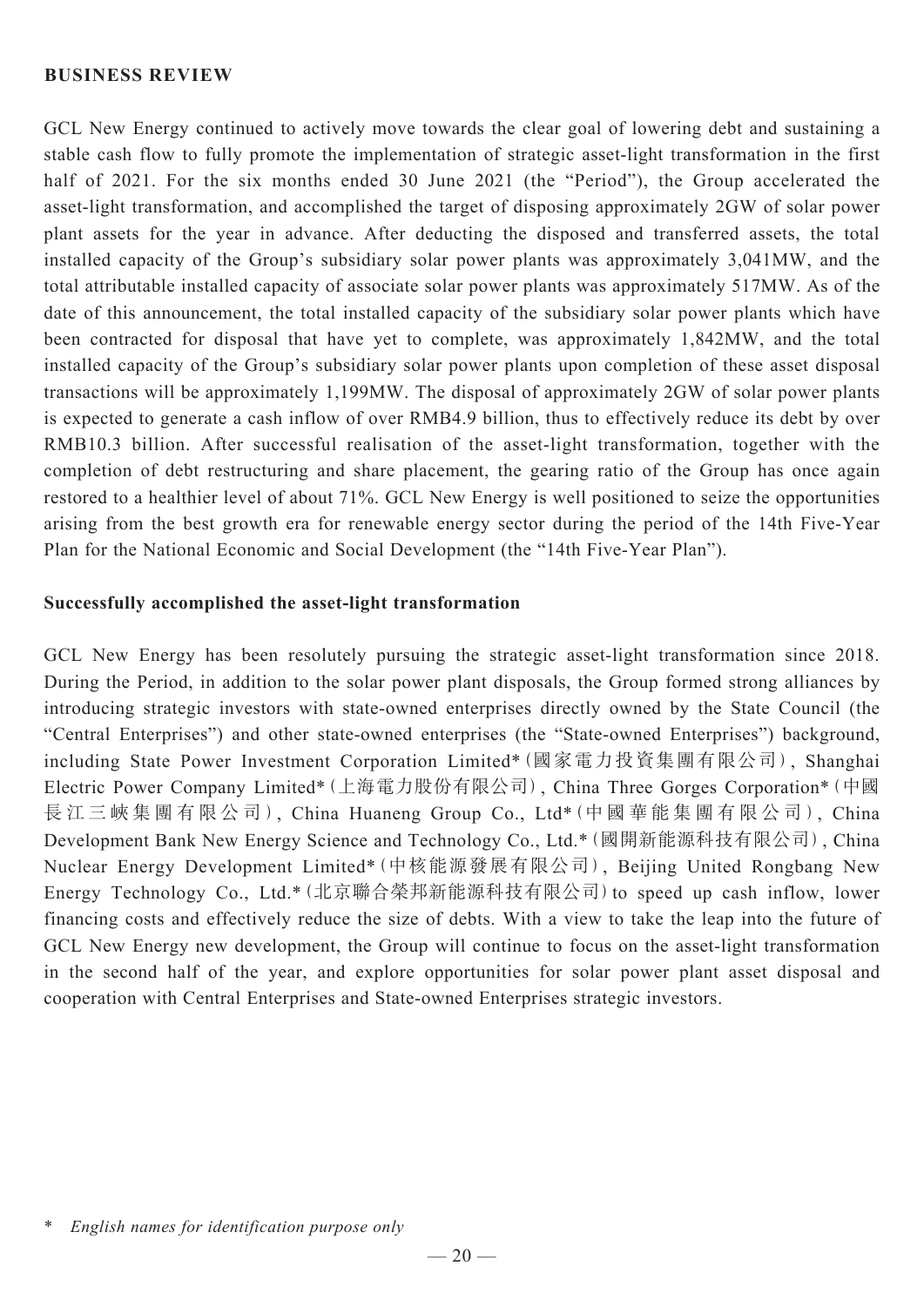**BUSINESS REVIEW**

GCL New Energy continued to actively move towards the clear goal of lowering debt and sustaining a stable cash flow to fully promote the implementation of strategic asset-light transformation in the first half of 2021. For the six months ended 30 June 2021 (the "Period"), the Group accelerated the asset-light transformation, and accomplished the target of disposing approximately 2GW of solar power plant assets for the year in advance. After deducting the disposed and transferred assets, the total installed capacity of the Group's subsidiary solar power plants was approximately 3,041MW, and the total attributable installed capacity of associate solar power plants was approximately 517MW. As of the date of this announcement, the total installed capacity of the subsidiary solar power plants which have been contracted for disposal that have yet to complete, was approximately 1,842MW, and the total installed capacity of the Group's subsidiary solar power plants upon completion of these asset disposal transactions will be approximately 1,199MW. The disposal of approximately 2GW of solar power plants is expected to generate a cash inflow of over RMB4.9 billion, thus to effectively reduce its debt by over RMB10.3 billion. After successful realisation of the asset-light transformation, together with the completion of debt restructuring and share placement, the gearing ratio of the Group has once again restored to a healthier level of about 71%. GCL New Energy is well positioned to seize the opportunities arising from the best growth era for renewable energy sector during the period of the 14th Five-Year Plan for the National Economic and Social Development (the "14th Five-Year Plan").

**Successfully accomplished the asset-light transformation**

GCL New Energy has been resolutely pursuing the strategic asset-light transformation since 2018. During the Period, in addition to the solar power plant disposals, the Group formed strong alliances by introducing strategic investors with state-owned enterprises directly owned by the State Council (the "Central Enterprises") and other state-owned enterprises (the "State-owned Enterprises") background, including State Power Investment Corporation Limited*(國家電力投資集團有限公司), Shanghai Electric Power Company Limited*(上海電力股份有限公司), China Three Gorges Corporation*(中國長江三峽集團有限公司), China Huaneng Group Co., Ltd*(中國華能集團有限公司), China Development Bank New Energy Science and Technology Co., Ltd.*(國開新能源科技有限公司), China Nuclear Energy Development Limited*(中核能源發展有限公司), Beijing United Rongbang New Energy Technology Co., Ltd.*(北京聯合榮邦新能源科技有限公司) to speed up cash inflow, lower financing costs and effectively reduce the size of debts. With a view to take the leap into the future of GCL New Energy new development, the Group will continue to focus on the asset-light transformation in the second half of the year, and explore opportunities for solar power plant asset disposal and cooperation with Central Enterprises and State-owned Enterprises strategic investors.

\* *English names for identification purpose only*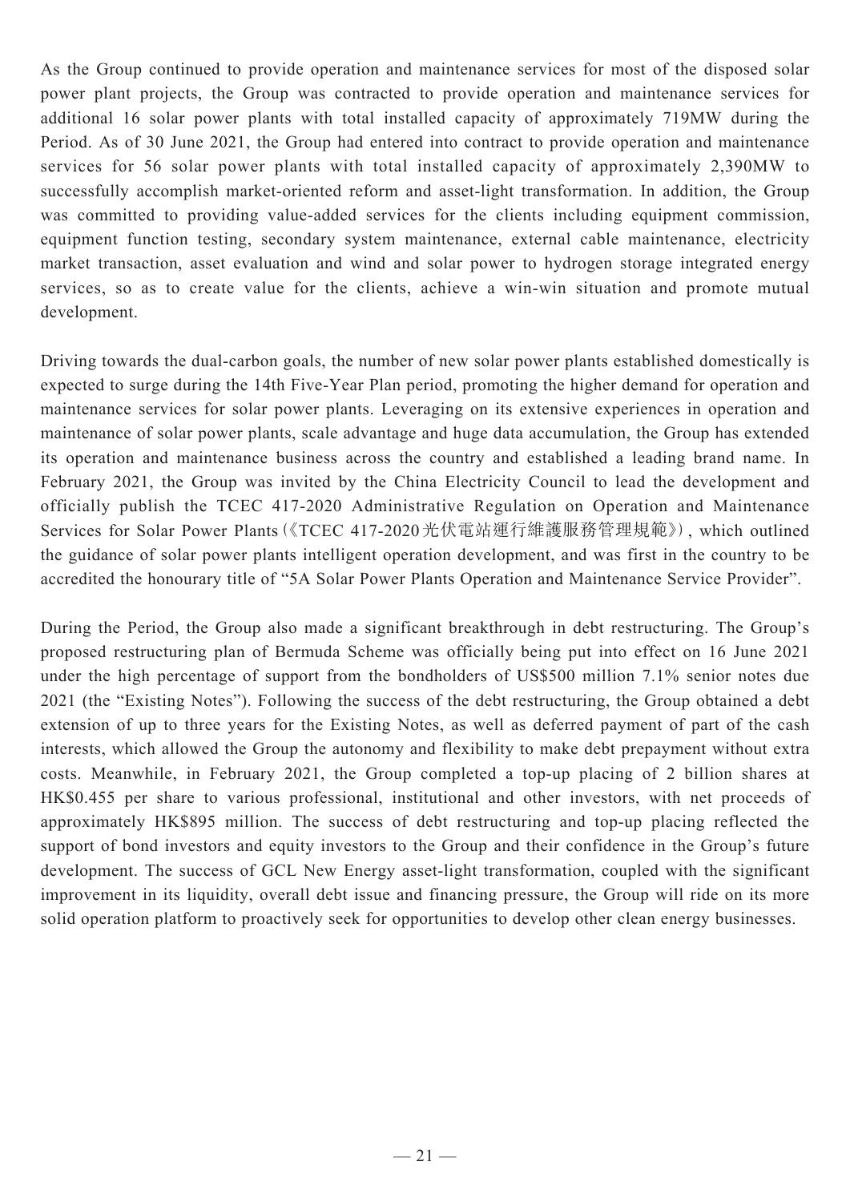As the Group continued to provide operation and maintenance services for most of the disposed solar power plant projects, the Group was contracted to provide operation and maintenance services for additional 16 solar power plants with total installed capacity of approximately 719MW during the Period. As of 30 June 2021, the Group had entered into contract to provide operation and maintenance services for 56 solar power plants with total installed capacity of approximately 2,390MW to successfully accomplish market-oriented reform and asset-light transformation. In addition, the Group was committed to providing value-added services for the clients including equipment commission, equipment function testing, secondary system maintenance, external cable maintenance, electricity market transaction, asset evaluation and wind and solar power to hydrogen storage integrated energy services, so as to create value for the clients, achieve a win-win situation and promote mutual development.

Driving towards the dual-carbon goals, the number of new solar power plants established domestically is expected to surge during the 14th Five-Year Plan period, promoting the higher demand for operation and maintenance services for solar power plants. Leveraging on its extensive experiences in operation and maintenance of solar power plants, scale advantage and huge data accumulation, the Group has extended its operation and maintenance business across the country and established a leading brand name. In February 2021, the Group was invited by the China Electricity Council to lead the development and officially publish the TCEC 417-2020 Administrative Regulation on Operation and Maintenance Services for Solar Power Plants (《TCEC 417-2020光伏電站運行維護服務管理規範》), which outlined the guidance of solar power plants intelligent operation development, and was first in the country to be accredited the honourary title of "5A Solar Power Plants Operation and Maintenance Service Provider".

During the Period, the Group also made a significant breakthrough in debt restructuring. The Group's proposed restructuring plan of Bermuda Scheme was officially being put into effect on 16 June 2021 under the high percentage of support from the bondholders of US$500 million 7.1% senior notes due 2021 (the "Existing Notes"). Following the success of the debt restructuring, the Group obtained a debt extension of up to three years for the Existing Notes, as well as deferred payment of part of the cash interests, which allowed the Group the autonomy and flexibility to make debt prepayment without extra costs. Meanwhile, in February 2021, the Group completed a top-up placing of 2 billion shares at HK$0.455 per share to various professional, institutional and other investors, with net proceeds of approximately HK$895 million. The success of debt restructuring and top-up placing reflected the support of bond investors and equity investors to the Group and their confidence in the Group's future development. The success of GCL New Energy asset-light transformation, coupled with the significant improvement in its liquidity, overall debt issue and financing pressure, the Group will ride on its more solid operation platform to proactively seek for opportunities to develop other clean energy businesses.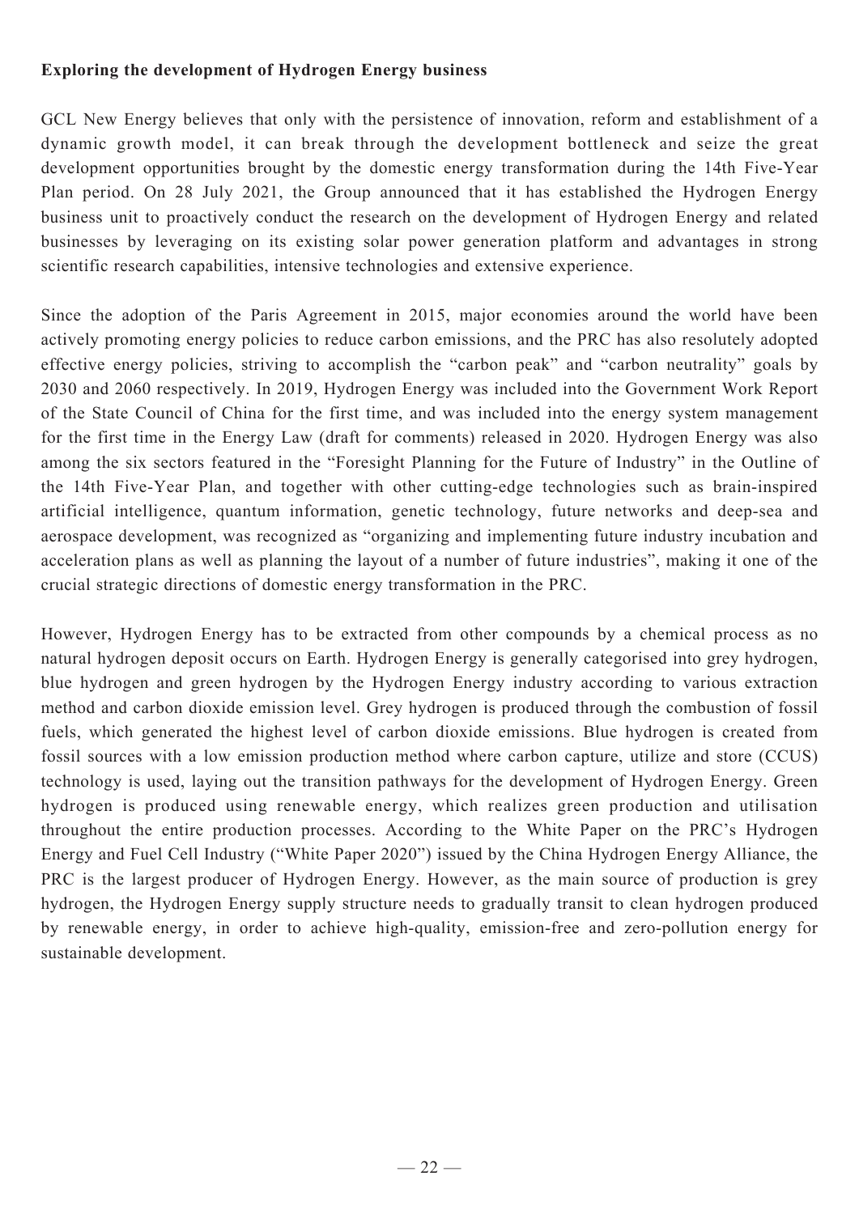**Exploring the development of Hydrogen Energy business**

GCL New Energy believes that only with the persistence of innovation, reform and establishment of a dynamic growth model, it can break through the development bottleneck and seize the great development opportunities brought by the domestic energy transformation during the 14th Five-Year Plan period. On 28 July 2021, the Group announced that it has established the Hydrogen Energy business unit to proactively conduct the research on the development of Hydrogen Energy and related businesses by leveraging on its existing solar power generation platform and advantages in strong scientific research capabilities, intensive technologies and extensive experience.

Since the adoption of the Paris Agreement in 2015, major economies around the world have been actively promoting energy policies to reduce carbon emissions, and the PRC has also resolutely adopted effective energy policies, striving to accomplish the "carbon peak" and "carbon neutrality" goals by 2030 and 2060 respectively. In 2019, Hydrogen Energy was included into the Government Work Report of the State Council of China for the first time, and was included into the energy system management for the first time in the Energy Law (draft for comments) released in 2020. Hydrogen Energy was also among the six sectors featured in the "Foresight Planning for the Future of Industry" in the Outline of the 14th Five-Year Plan, and together with other cutting-edge technologies such as brain-inspired artificial intelligence, quantum information, genetic technology, future networks and deep-sea and aerospace development, was recognized as "organizing and implementing future industry incubation and acceleration plans as well as planning the layout of a number of future industries", making it one of the crucial strategic directions of domestic energy transformation in the PRC.

However, Hydrogen Energy has to be extracted from other compounds by a chemical process as no natural hydrogen deposit occurs on Earth. Hydrogen Energy is generally categorised into grey hydrogen, blue hydrogen and green hydrogen by the Hydrogen Energy industry according to various extraction method and carbon dioxide emission level. Grey hydrogen is produced through the combustion of fossil fuels, which generated the highest level of carbon dioxide emissions. Blue hydrogen is created from fossil sources with a low emission production method where carbon capture, utilize and store (CCUS) technology is used, laying out the transition pathways for the development of Hydrogen Energy. Green hydrogen is produced using renewable energy, which realizes green production and utilisation throughout the entire production processes. According to the White Paper on the PRC's Hydrogen Energy and Fuel Cell Industry ("White Paper 2020") issued by the China Hydrogen Energy Alliance, the PRC is the largest producer of Hydrogen Energy. However, as the main source of production is grey hydrogen, the Hydrogen Energy supply structure needs to gradually transit to clean hydrogen produced by renewable energy, in order to achieve high-quality, emission-free and zero-pollution energy for sustainable development.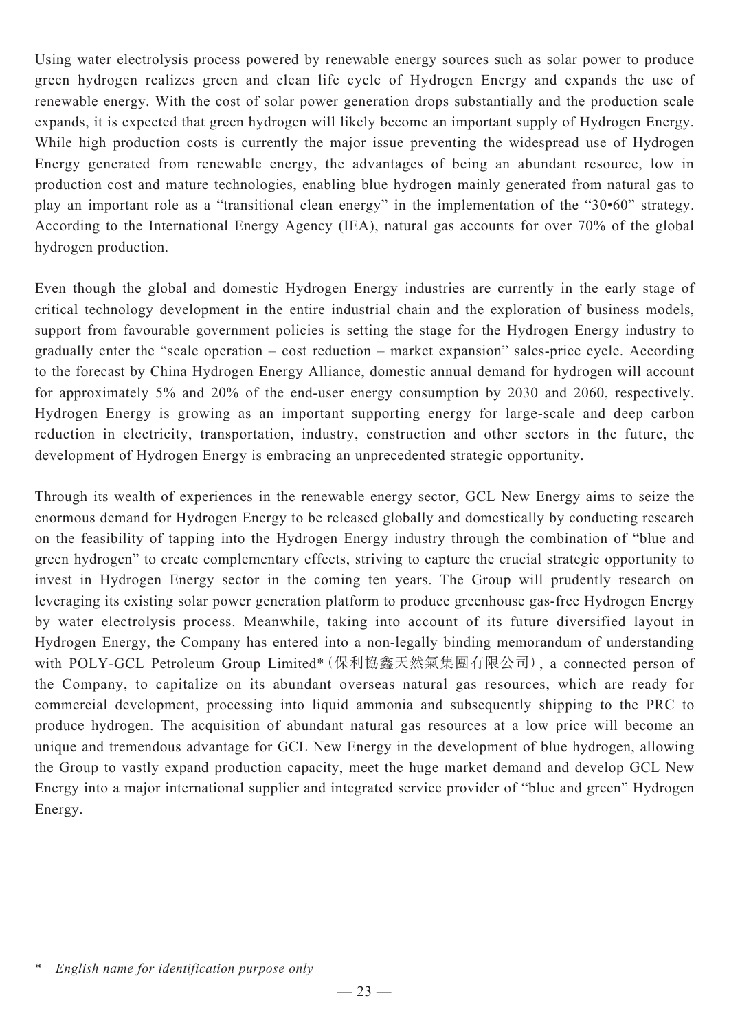Using water electrolysis process powered by renewable energy sources such as solar power to produce green hydrogen realizes green and clean life cycle of Hydrogen Energy and expands the use of renewable energy. With the cost of solar power generation drops substantially and the production scale expands, it is expected that green hydrogen will likely become an important supply of Hydrogen Energy. While high production costs is currently the major issue preventing the widespread use of Hydrogen Energy generated from renewable energy, the advantages of being an abundant resource, low in production cost and mature technologies, enabling blue hydrogen mainly generated from natural gas to play an important role as a "transitional clean energy" in the implementation of the "30•60" strategy. According to the International Energy Agency (IEA), natural gas accounts for over 70% of the global hydrogen production.

Even though the global and domestic Hydrogen Energy industries are currently in the early stage of critical technology development in the entire industrial chain and the exploration of business models, support from favourable government policies is setting the stage for the Hydrogen Energy industry to gradually enter the "scale operation – cost reduction – market expansion" sales-price cycle. According to the forecast by China Hydrogen Energy Alliance, domestic annual demand for hydrogen will account for approximately 5% and 20% of the end-user energy consumption by 2030 and 2060, respectively. Hydrogen Energy is growing as an important supporting energy for large-scale and deep carbon reduction in electricity, transportation, industry, construction and other sectors in the future, the development of Hydrogen Energy is embracing an unprecedented strategic opportunity.

Through its wealth of experiences in the renewable energy sector, GCL New Energy aims to seize the enormous demand for Hydrogen Energy to be released globally and domestically by conducting research on the feasibility of tapping into the Hydrogen Energy industry through the combination of "blue and green hydrogen" to create complementary effects, striving to capture the crucial strategic opportunity to invest in Hydrogen Energy sector in the coming ten years. The Group will prudently research on leveraging its existing solar power generation platform to produce greenhouse gas-free Hydrogen Energy by water electrolysis process. Meanwhile, taking into account of its future diversified layout in Hydrogen Energy, the Company has entered into a non-legally binding memorandum of understanding with POLY-GCL Petroleum Group Limited\*（保利協鑫天然氣集團有限公司）, a connected person of the Company, to capitalize on its abundant overseas natural gas resources, which are ready for commercial development, processing into liquid ammonia and subsequently shipping to the PRC to produce hydrogen. The acquisition of abundant natural gas resources at a low price will become an unique and tremendous advantage for GCL New Energy in the development of blue hydrogen, allowing the Group to vastly expand production capacity, meet the huge market demand and develop GCL New Energy into a major international supplier and integrated service provider of "blue and green" Hydrogen Energy.

\* *English name for identification purpose only*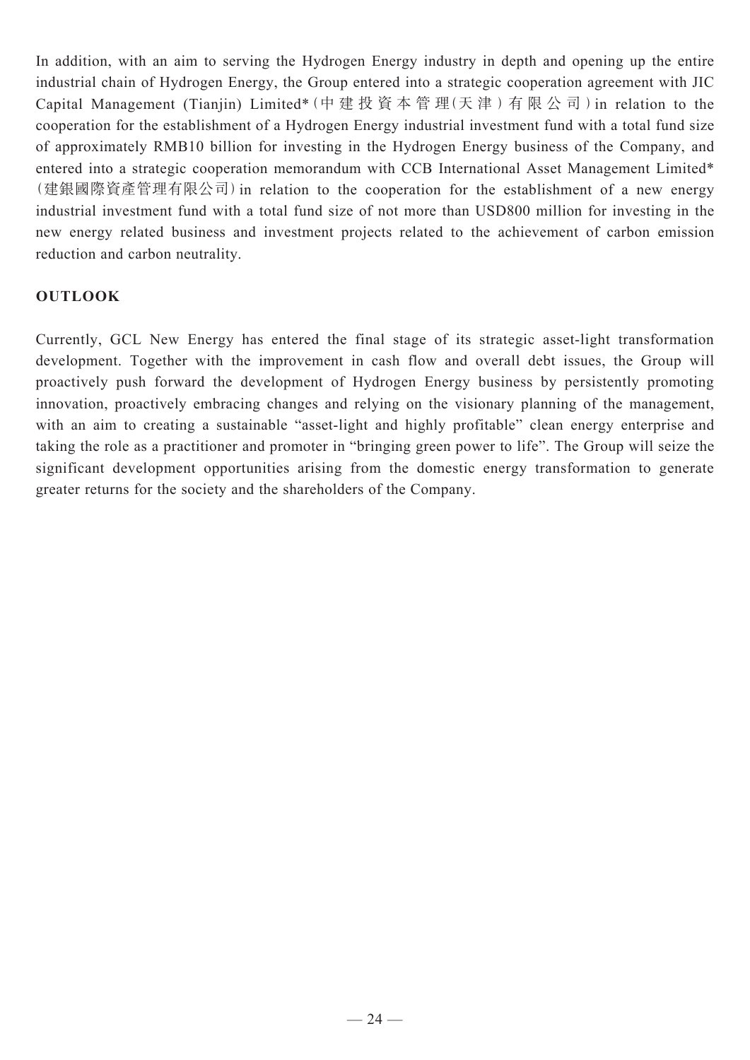In addition, with an aim to serving the Hydrogen Energy industry in depth and opening up the entire industrial chain of Hydrogen Energy, the Group entered into a strategic cooperation agreement with JIC Capital Management (Tianjin) Limited*（中建投資本管理(天津)有限公司）in relation to the cooperation for the establishment of a Hydrogen Energy industrial investment fund with a total fund size of approximately RMB10 billion for investing in the Hydrogen Energy business of the Company, and entered into a strategic cooperation memorandum with CCB International Asset Management Limited*（建銀國際資產管理有限公司）in relation to the cooperation for the establishment of a new energy industrial investment fund with a total fund size of not more than USD800 million for investing in the new energy related business and investment projects related to the achievement of carbon emission reduction and carbon neutrality.

## OUTLOOK

Currently, GCL New Energy has entered the final stage of its strategic asset-light transformation development. Together with the improvement in cash flow and overall debt issues, the Group will proactively push forward the development of Hydrogen Energy business by persistently promoting innovation, proactively embracing changes and relying on the visionary planning of the management, with an aim to creating a sustainable "asset-light and highly profitable" clean energy enterprise and taking the role as a practitioner and promoter in "bringing green power to life". The Group will seize the significant development opportunities arising from the domestic energy transformation to generate greater returns for the society and the shareholders of the Company.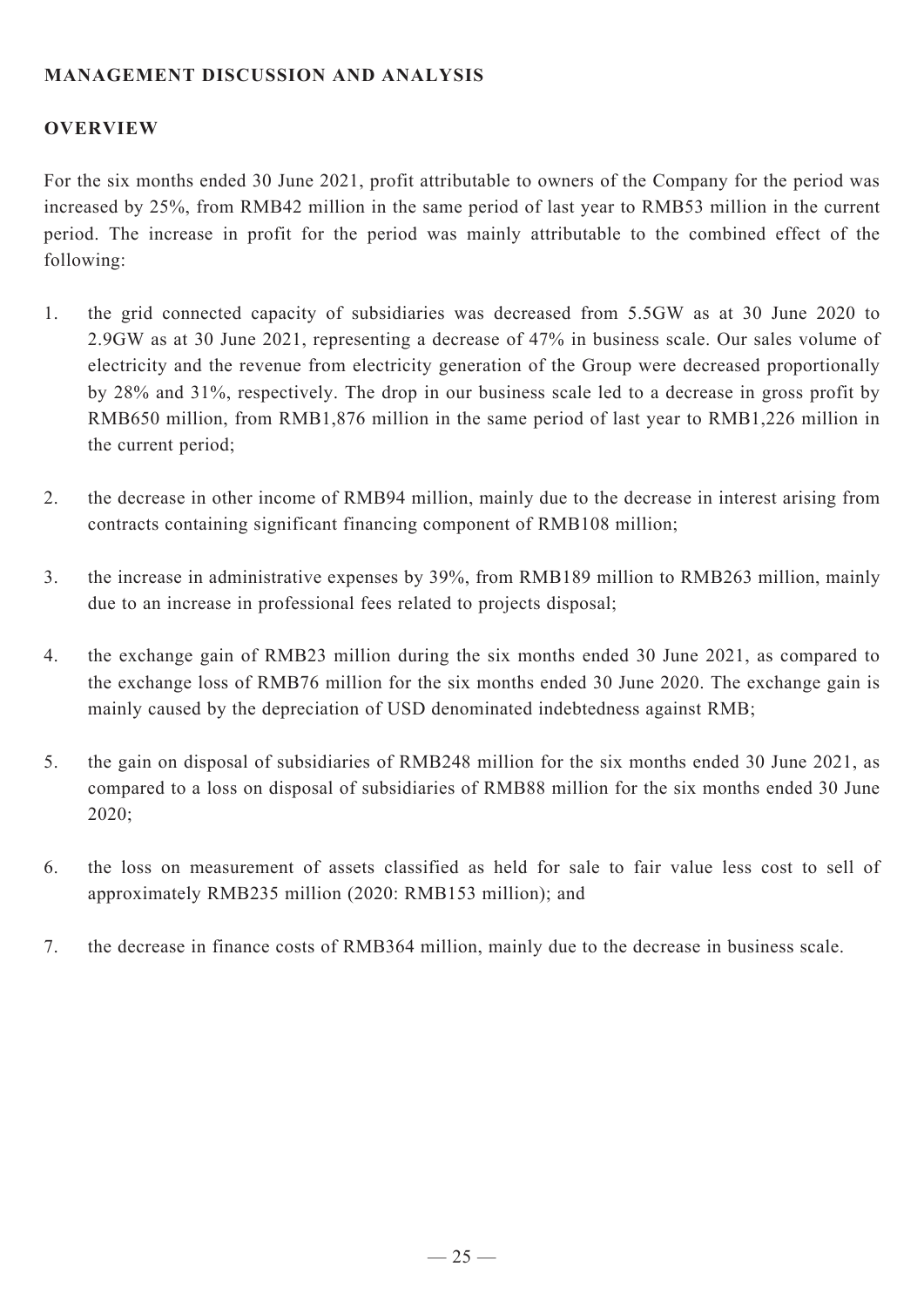## MANAGEMENT DISCUSSION AND ANALYSIS

### OVERVIEW

For the six months ended 30 June 2021, profit attributable to owners of the Company for the period was increased by 25%, from RMB42 million in the same period of last year to RMB53 million in the current period. The increase in profit for the period was mainly attributable to the combined effect of the following:

1. the grid connected capacity of subsidiaries was decreased from 5.5GW as at 30 June 2020 to 2.9GW as at 30 June 2021, representing a decrease of 47% in business scale. Our sales volume of electricity and the revenue from electricity generation of the Group were decreased proportionally by 28% and 31%, respectively. The drop in our business scale led to a decrease in gross profit by RMB650 million, from RMB1,876 million in the same period of last year to RMB1,226 million in the current period;

2. the decrease in other income of RMB94 million, mainly due to the decrease in interest arising from contracts containing significant financing component of RMB108 million;

3. the increase in administrative expenses by 39%, from RMB189 million to RMB263 million, mainly due to an increase in professional fees related to projects disposal;

4. the exchange gain of RMB23 million during the six months ended 30 June 2021, as compared to the exchange loss of RMB76 million for the six months ended 30 June 2020. The exchange gain is mainly caused by the depreciation of USD denominated indebtedness against RMB;

5. the gain on disposal of subsidiaries of RMB248 million for the six months ended 30 June 2021, as compared to a loss on disposal of subsidiaries of RMB88 million for the six months ended 30 June 2020;

6. the loss on measurement of assets classified as held for sale to fair value less cost to sell of approximately RMB235 million (2020: RMB153 million); and

7. the decrease in finance costs of RMB364 million, mainly due to the decrease in business scale.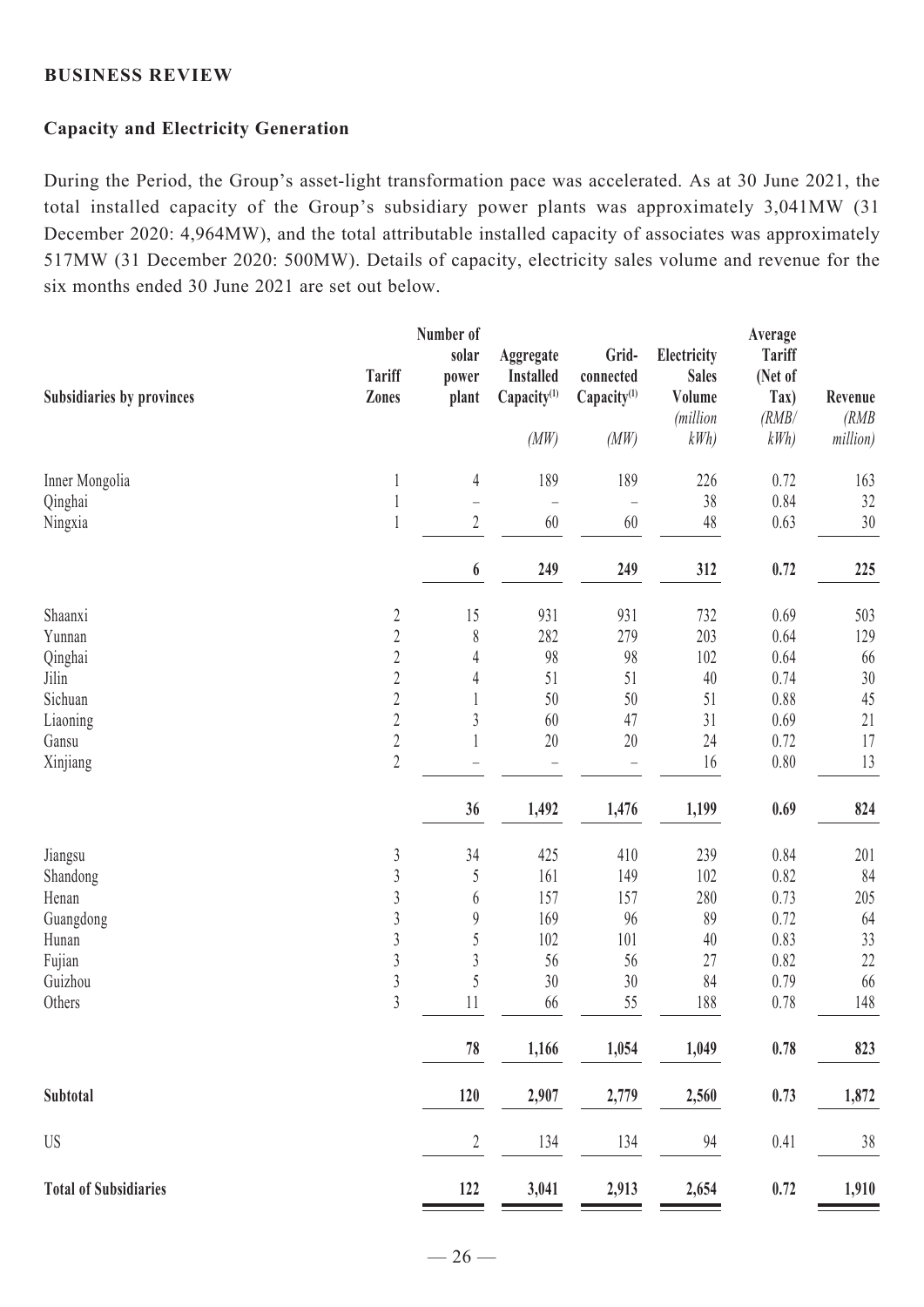## BUSINESS REVIEW

### Capacity and Electricity Generation

During the Period, the Group's asset-light transformation pace was accelerated. As at 30 June 2021, the total installed capacity of the Group's subsidiary power plants was approximately 3,041MW (31 December 2020: 4,964MW), and the total attributable installed capacity of associates was approximately 517MW (31 December 2020: 500MW). Details of capacity, electricity sales volume and revenue for the six months ended 30 June 2021 are set out below.

| Subsidiaries by provinces | Tariff Zones | Number of solar power plant | Aggregate Installed Capacity[(1)] | Grid-connected Capacity[(1)] | Electricity Sales Volume | Average Tariff (Net of Tax) | Revenue |
|---|---|---|---|---|---|---|---|
| | | | *(MW)* | *(MW)* | *(million kWh)* | *(RMB/ kWh)* | *(RMB million)* |
| Inner Mongolia | 1 | 4 | 189 | 189 | 226 | 0.72 | 163 |
| Qinghai | 1 | – | – | – | 38 | 0.84 | 32 |
| Ningxia | 1 | 2 | 60 | 60 | 48 | 0.63 | 30 |
| | | **6** | **249** | **249** | **312** | **0.72** | **225** |
| Shaanxi | 2 | 15 | 931 | 931 | 732 | 0.69 | 503 |
| Yunnan | 2 | 8 | 282 | 279 | 203 | 0.64 | 129 |
| Qinghai | 2 | 4 | 98 | 98 | 102 | 0.64 | 66 |
| Jilin | 2 | 4 | 51 | 51 | 40 | 0.74 | 30 |
| Sichuan | 2 | 1 | 50 | 50 | 51 | 0.88 | 45 |
| Liaoning | 2 | 3 | 60 | 47 | 31 | 0.69 | 21 |
| Gansu | 2 | 1 | 20 | 20 | 24 | 0.72 | 17 |
| Xinjiang | 2 | – | – | – | 16 | 0.80 | 13 |
| | | **36** | **1,492** | **1,476** | **1,199** | **0.69** | **824** |
| Jiangsu | 3 | 34 | 425 | 410 | 239 | 0.84 | 201 |
| Shandong | 3 | 5 | 161 | 149 | 102 | 0.82 | 84 |
| Henan | 3 | 6 | 157 | 157 | 280 | 0.73 | 205 |
| Guangdong | 3 | 9 | 169 | 96 | 89 | 0.72 | 64 |
| Hunan | 3 | 5 | 102 | 101 | 40 | 0.83 | 33 |
| Fujian | 3 | 3 | 56 | 56 | 27 | 0.82 | 22 |
| Guizhou | 3 | 5 | 30 | 30 | 84 | 0.79 | 66 |
| Others | 3 | 11 | 66 | 55 | 188 | 0.78 | 148 |
| | | **78** | **1,166** | **1,054** | **1,049** | **0.78** | **823** |
| **Subtotal** | | **120** | **2,907** | **2,779** | **2,560** | **0.73** | **1,872** |
| US | | 2 | 134 | 134 | 94 | 0.41 | 38 |
| **Total of Subsidiaries** | | **122** | **3,041** | **2,913** | **2,654** | **0.72** | **1,910** |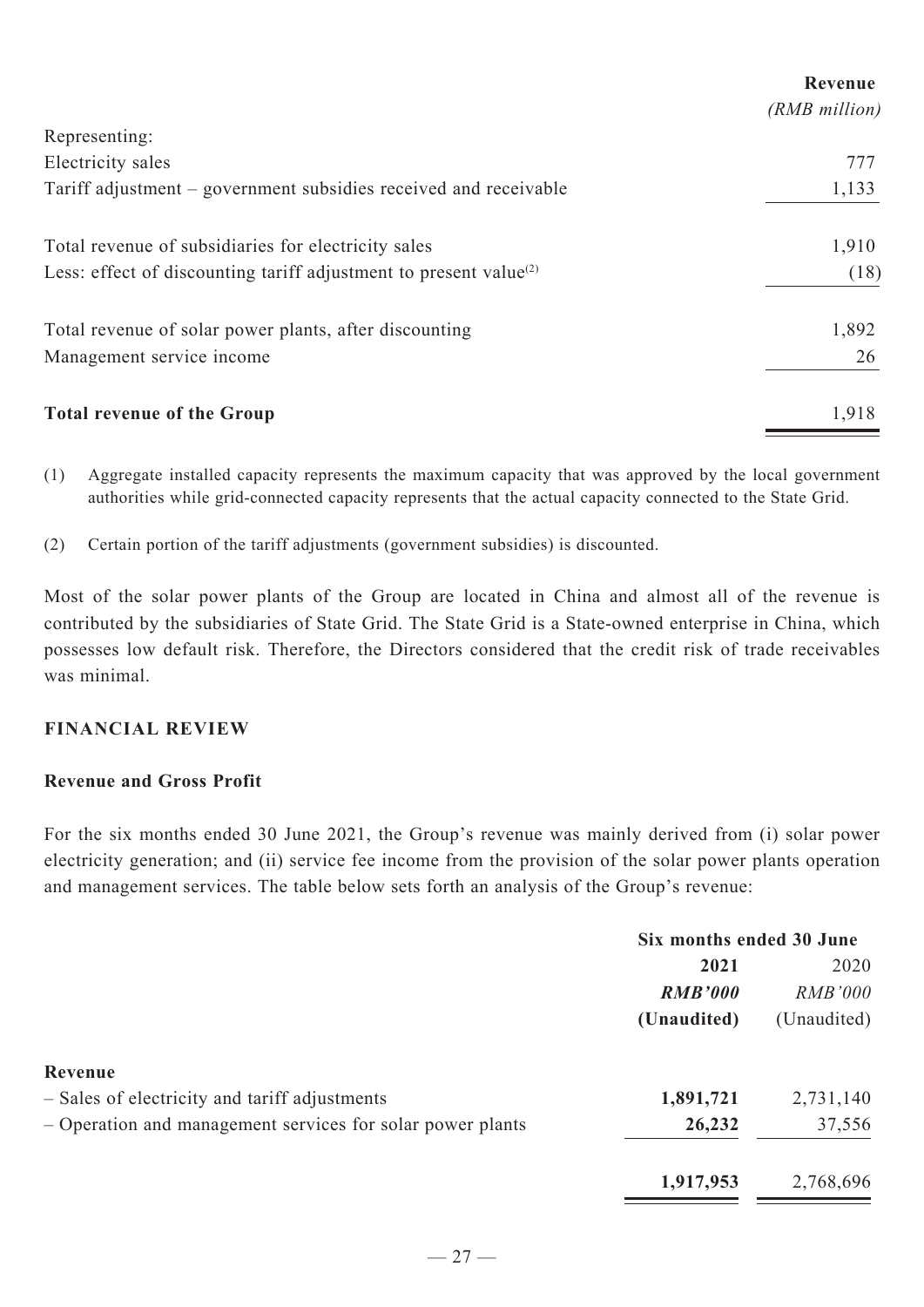| | Revenue |
|---|---|
| | *(RMB million)* |
| Representing: | |
| Electricity sales | 777 |
| Tariff adjustment – government subsidies received and receivable | 1,133 |
| Total revenue of subsidiaries for electricity sales | 1,910 |
| Less: effect of discounting tariff adjustment to present value[(2)] | (18) |
| Total revenue of solar power plants, after discounting | 1,892 |
| Management service income | 26 |
| **Total revenue of the Group** | 1,918 |

(1) Aggregate installed capacity represents the maximum capacity that was approved by the local government authorities while grid-connected capacity represents that the actual capacity connected to the State Grid.

(2) Certain portion of the tariff adjustments (government subsidies) is discounted.

Most of the solar power plants of the Group are located in China and almost all of the revenue is contributed by the subsidiaries of State Grid. The State Grid is a State-owned enterprise in China, which possesses low default risk. Therefore, the Directors considered that the credit risk of trade receivables was minimal.

## FINANCIAL REVIEW

### Revenue and Gross Profit

For the six months ended 30 June 2021, the Group's revenue was mainly derived from (i) solar power electricity generation; and (ii) service fee income from the provision of the solar power plants operation and management services. The table below sets forth an analysis of the Group's revenue:

| | Six months ended 30 June | |
|---|---|---|
| | **2021** | 2020 |
| | ***RMB'000*** | *RMB'000* |
| | **(Unaudited)** | (Unaudited) |
| **Revenue** | | |
| – Sales of electricity and tariff adjustments | **1,891,721** | 2,731,140 |
| – Operation and management services for solar power plants | **26,232** | 37,556 |
| | **1,917,953** | 2,768,696 |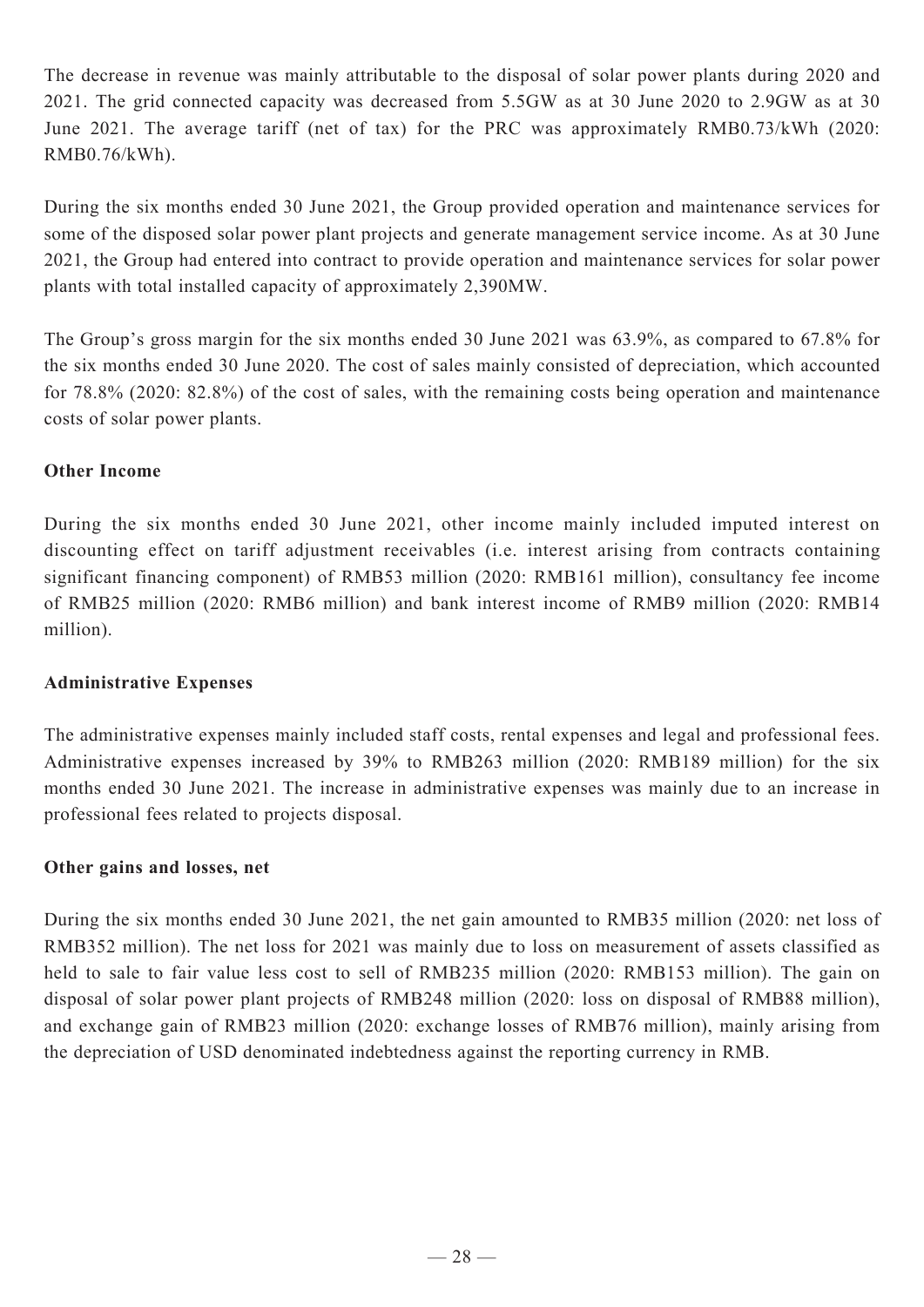The decrease in revenue was mainly attributable to the disposal of solar power plants during 2020 and 2021. The grid connected capacity was decreased from 5.5GW as at 30 June 2020 to 2.9GW as at 30 June 2021. The average tariff (net of tax) for the PRC was approximately RMB0.73/kWh (2020: RMB0.76/kWh).

During the six months ended 30 June 2021, the Group provided operation and maintenance services for some of the disposed solar power plant projects and generate management service income. As at 30 June 2021, the Group had entered into contract to provide operation and maintenance services for solar power plants with total installed capacity of approximately 2,390MW.

The Group's gross margin for the six months ended 30 June 2021 was 63.9%, as compared to 67.8% for the six months ended 30 June 2020. The cost of sales mainly consisted of depreciation, which accounted for 78.8% (2020: 82.8%) of the cost of sales, with the remaining costs being operation and maintenance costs of solar power plants.

**Other Income**

During the six months ended 30 June 2021, other income mainly included imputed interest on discounting effect on tariff adjustment receivables (i.e. interest arising from contracts containing significant financing component) of RMB53 million (2020: RMB161 million), consultancy fee income of RMB25 million (2020: RMB6 million) and bank interest income of RMB9 million (2020: RMB14 million).

**Administrative Expenses**

The administrative expenses mainly included staff costs, rental expenses and legal and professional fees. Administrative expenses increased by 39% to RMB263 million (2020: RMB189 million) for the six months ended 30 June 2021. The increase in administrative expenses was mainly due to an increase in professional fees related to projects disposal.

**Other gains and losses, net**

During the six months ended 30 June 2021, the net gain amounted to RMB35 million (2020: net loss of RMB352 million). The net loss for 2021 was mainly due to loss on measurement of assets classified as held to sale to fair value less cost to sell of RMB235 million (2020: RMB153 million). The gain on disposal of solar power plant projects of RMB248 million (2020: loss on disposal of RMB88 million), and exchange gain of RMB23 million (2020: exchange losses of RMB76 million), mainly arising from the depreciation of USD denominated indebtedness against the reporting currency in RMB.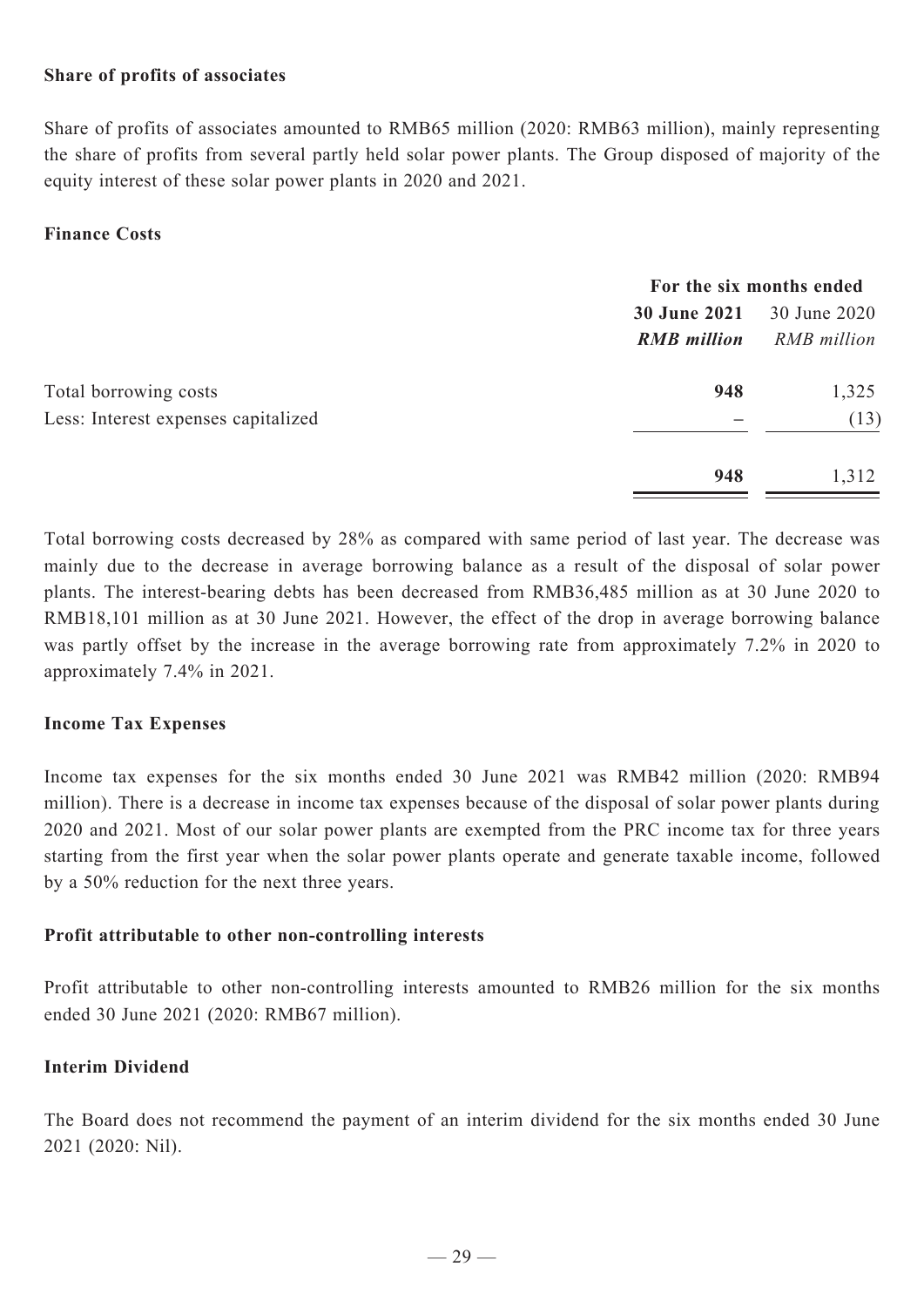**Share of profits of associates**

Share of profits of associates amounted to RMB65 million (2020: RMB63 million), mainly representing the share of profits from several partly held solar power plants. The Group disposed of majority of the equity interest of these solar power plants in 2020 and 2021.

**Finance Costs**

| | For the six months ended | |
|---|---|---|
| | **30 June 2021** | 30 June 2020 |
| | ***RMB million*** | *RMB million* |
| Total borrowing costs | **948** | 1,325 |
| Less: Interest expenses capitalized | **–** | (13) |
| | **948** | 1,312 |

Total borrowing costs decreased by 28% as compared with same period of last year. The decrease was mainly due to the decrease in average borrowing balance as a result of the disposal of solar power plants. The interest-bearing debts has been decreased from RMB36,485 million as at 30 June 2020 to RMB18,101 million as at 30 June 2021. However, the effect of the drop in average borrowing balance was partly offset by the increase in the average borrowing rate from approximately 7.2% in 2020 to approximately 7.4% in 2021.

**Income Tax Expenses**

Income tax expenses for the six months ended 30 June 2021 was RMB42 million (2020: RMB94 million). There is a decrease in income tax expenses because of the disposal of solar power plants during 2020 and 2021. Most of our solar power plants are exempted from the PRC income tax for three years starting from the first year when the solar power plants operate and generate taxable income, followed by a 50% reduction for the next three years.

**Profit attributable to other non-controlling interests**

Profit attributable to other non-controlling interests amounted to RMB26 million for the six months ended 30 June 2021 (2020: RMB67 million).

**Interim Dividend**

The Board does not recommend the payment of an interim dividend for the six months ended 30 June 2021 (2020: Nil).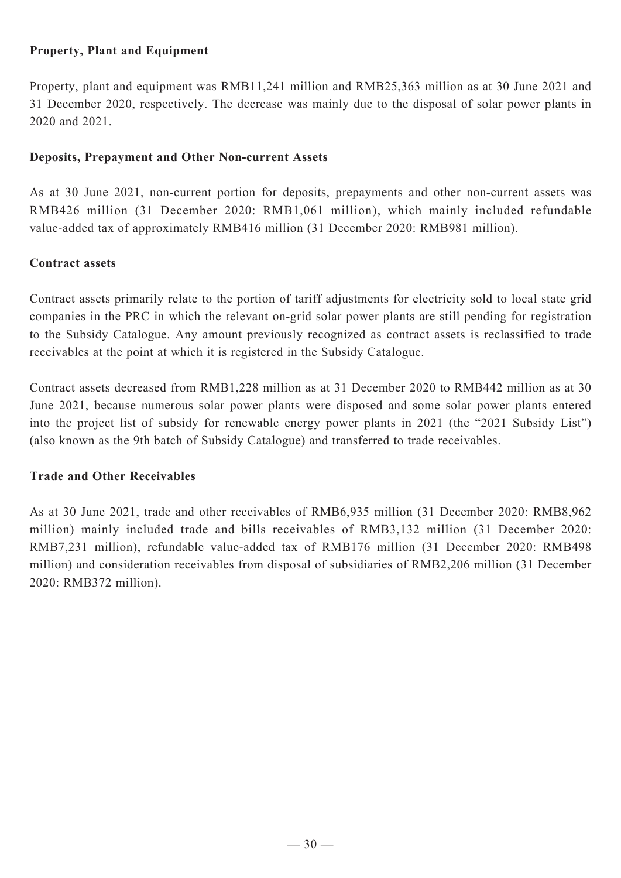**Property, Plant and Equipment**

Property, plant and equipment was RMB11,241 million and RMB25,363 million as at 30 June 2021 and 31 December 2020, respectively. The decrease was mainly due to the disposal of solar power plants in 2020 and 2021.

**Deposits, Prepayment and Other Non-current Assets**

As at 30 June 2021, non-current portion for deposits, prepayments and other non-current assets was RMB426 million (31 December 2020: RMB1,061 million), which mainly included refundable value-added tax of approximately RMB416 million (31 December 2020: RMB981 million).

**Contract assets**

Contract assets primarily relate to the portion of tariff adjustments for electricity sold to local state grid companies in the PRC in which the relevant on-grid solar power plants are still pending for registration to the Subsidy Catalogue. Any amount previously recognized as contract assets is reclassified to trade receivables at the point at which it is registered in the Subsidy Catalogue.

Contract assets decreased from RMB1,228 million as at 31 December 2020 to RMB442 million as at 30 June 2021, because numerous solar power plants were disposed and some solar power plants entered into the project list of subsidy for renewable energy power plants in 2021 (the "2021 Subsidy List") (also known as the 9th batch of Subsidy Catalogue) and transferred to trade receivables.

**Trade and Other Receivables**

As at 30 June 2021, trade and other receivables of RMB6,935 million (31 December 2020: RMB8,962 million) mainly included trade and bills receivables of RMB3,132 million (31 December 2020: RMB7,231 million), refundable value-added tax of RMB176 million (31 December 2020: RMB498 million) and consideration receivables from disposal of subsidiaries of RMB2,206 million (31 December 2020: RMB372 million).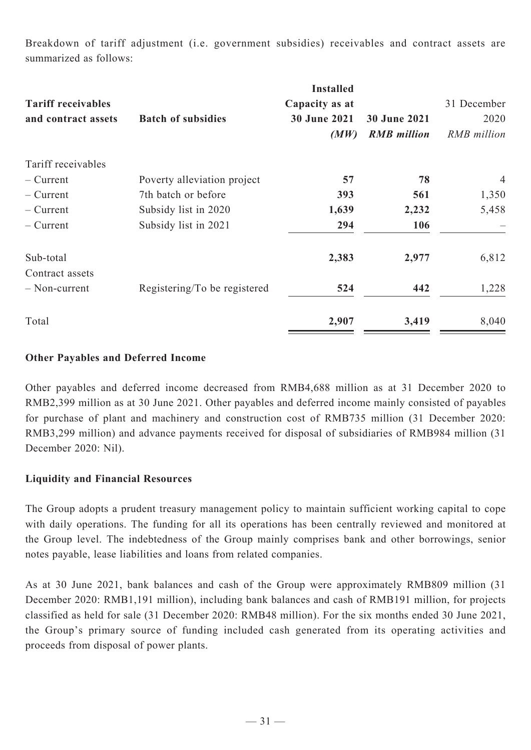Breakdown of tariff adjustment (i.e. government subsidies) receivables and contract assets are summarized as follows:

| Tariff receivables and contract assets | Batch of subsidies | Installed Capacity as at 30 June 2021 (MW) | 30 June 2021 RMB million | 31 December 2020 RMB million |
|---|---|---|---|---|
| Tariff receivables | | | | |
| – Current | Poverty alleviation project | **57** | **78** | 4 |
| – Current | 7th batch or before | **393** | **561** | 1,350 |
| – Current | Subsidy list in 2020 | **1,639** | **2,232** | 5,458 |
| – Current | Subsidy list in 2021 | **294** | **106** | – |
| Sub-total | | **2,383** | **2,977** | 6,812 |
| Contract assets | | | | |
| – Non-current | Registering/To be registered | **524** | **442** | 1,228 |
| Total | | **2,907** | **3,419** | 8,040 |

**Other Payables and Deferred Income**

Other payables and deferred income decreased from RMB4,688 million as at 31 December 2020 to RMB2,399 million as at 30 June 2021. Other payables and deferred income mainly consisted of payables for purchase of plant and machinery and construction cost of RMB735 million (31 December 2020: RMB3,299 million) and advance payments received for disposal of subsidiaries of RMB984 million (31 December 2020: Nil).

**Liquidity and Financial Resources**

The Group adopts a prudent treasury management policy to maintain sufficient working capital to cope with daily operations. The funding for all its operations has been centrally reviewed and monitored at the Group level. The indebtedness of the Group mainly comprises bank and other borrowings, senior notes payable, lease liabilities and loans from related companies.

As at 30 June 2021, bank balances and cash of the Group were approximately RMB809 million (31 December 2020: RMB1,191 million), including bank balances and cash of RMB191 million, for projects classified as held for sale (31 December 2020: RMB48 million). For the six months ended 30 June 2021, the Group's primary source of funding included cash generated from its operating activities and proceeds from disposal of power plants.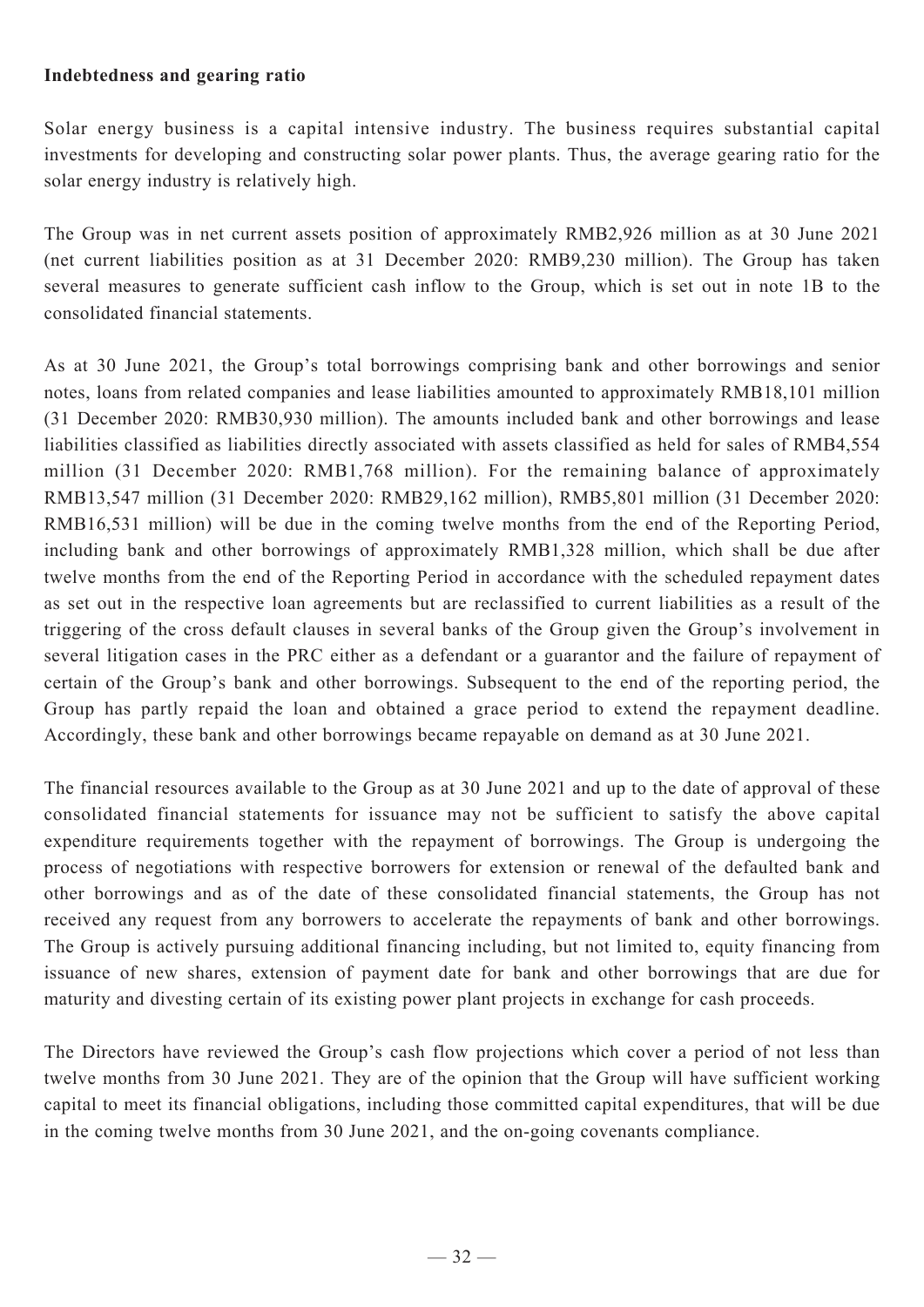**Indebtedness and gearing ratio**

Solar energy business is a capital intensive industry. The business requires substantial capital investments for developing and constructing solar power plants. Thus, the average gearing ratio for the solar energy industry is relatively high.

The Group was in net current assets position of approximately RMB2,926 million as at 30 June 2021 (net current liabilities position as at 31 December 2020: RMB9,230 million). The Group has taken several measures to generate sufficient cash inflow to the Group, which is set out in note 1B to the consolidated financial statements.

As at 30 June 2021, the Group's total borrowings comprising bank and other borrowings and senior notes, loans from related companies and lease liabilities amounted to approximately RMB18,101 million (31 December 2020: RMB30,930 million). The amounts included bank and other borrowings and lease liabilities classified as liabilities directly associated with assets classified as held for sales of RMB4,554 million (31 December 2020: RMB1,768 million). For the remaining balance of approximately RMB13,547 million (31 December 2020: RMB29,162 million), RMB5,801 million (31 December 2020: RMB16,531 million) will be due in the coming twelve months from the end of the Reporting Period, including bank and other borrowings of approximately RMB1,328 million, which shall be due after twelve months from the end of the Reporting Period in accordance with the scheduled repayment dates as set out in the respective loan agreements but are reclassified to current liabilities as a result of the triggering of the cross default clauses in several banks of the Group given the Group's involvement in several litigation cases in the PRC either as a defendant or a guarantor and the failure of repayment of certain of the Group's bank and other borrowings. Subsequent to the end of the reporting period, the Group has partly repaid the loan and obtained a grace period to extend the repayment deadline. Accordingly, these bank and other borrowings became repayable on demand as at 30 June 2021.

The financial resources available to the Group as at 30 June 2021 and up to the date of approval of these consolidated financial statements for issuance may not be sufficient to satisfy the above capital expenditure requirements together with the repayment of borrowings. The Group is undergoing the process of negotiations with respective borrowers for extension or renewal of the defaulted bank and other borrowings and as of the date of these consolidated financial statements, the Group has not received any request from any borrowers to accelerate the repayments of bank and other borrowings. The Group is actively pursuing additional financing including, but not limited to, equity financing from issuance of new shares, extension of payment date for bank and other borrowings that are due for maturity and divesting certain of its existing power plant projects in exchange for cash proceeds.

The Directors have reviewed the Group's cash flow projections which cover a period of not less than twelve months from 30 June 2021. They are of the opinion that the Group will have sufficient working capital to meet its financial obligations, including those committed capital expenditures, that will be due in the coming twelve months from 30 June 2021, and the on-going covenants compliance.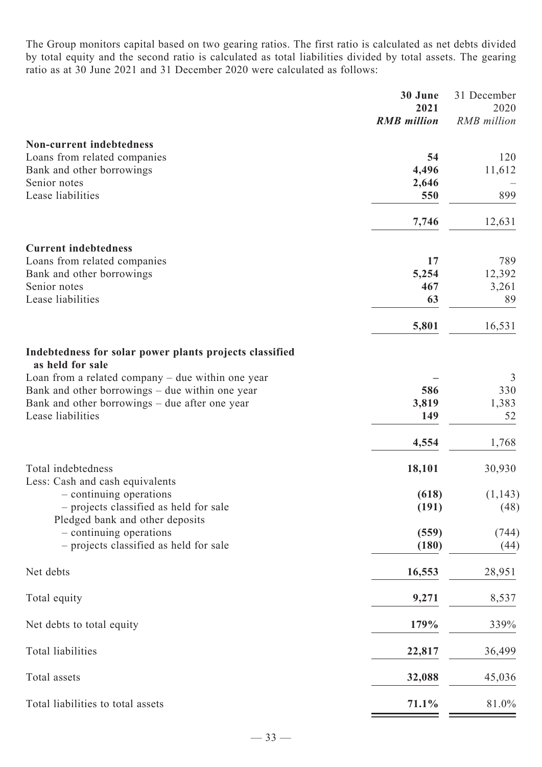The Group monitors capital based on two gearing ratios. The first ratio is calculated as net debts divided by total equity and the second ratio is calculated as total liabilities divided by total assets. The gearing ratio as at 30 June 2021 and 31 December 2020 were calculated as follows:

| | **30 June 2021** *RMB million* | 31 December 2020 *RMB million* |
|---|---|---|
| **Non-current indebtedness** | | |
| Loans from related companies | **54** | 120 |
| Bank and other borrowings | **4,496** | 11,612 |
| Senior notes | **2,646** | – |
| Lease liabilities | **550** | 899 |
| | **7,746** | 12,631 |
| **Current indebtedness** | | |
| Loans from related companies | **17** | 789 |
| Bank and other borrowings | **5,254** | 12,392 |
| Senior notes | **467** | 3,261 |
| Lease liabilities | **63** | 89 |
| | **5,801** | 16,531 |
| **Indebtedness for solar power plants projects classified as held for sale** | | |
| Loan from a related company – due within one year | **–** | 3 |
| Bank and other borrowings – due within one year | **586** | 330 |
| Bank and other borrowings – due after one year | **3,819** | 1,383 |
| Lease liabilities | **149** | 52 |
| | **4,554** | 1,768 |
| Total indebtedness | **18,101** | 30,930 |
| Less: Cash and cash equivalents | | |
| – continuing operations | **(618)** | (1,143) |
| – projects classified as held for sale | **(191)** | (48) |
| Pledged bank and other deposits | | |
| – continuing operations | **(559)** | (744) |
| – projects classified as held for sale | **(180)** | (44) |
| Net debts | **16,553** | 28,951 |
| Total equity | **9,271** | 8,537 |
| Net debts to total equity | **179%** | 339% |
| Total liabilities | **22,817** | 36,499 |
| Total assets | **32,088** | 45,036 |
| Total liabilities to total assets | **71.1%** | 81.0% |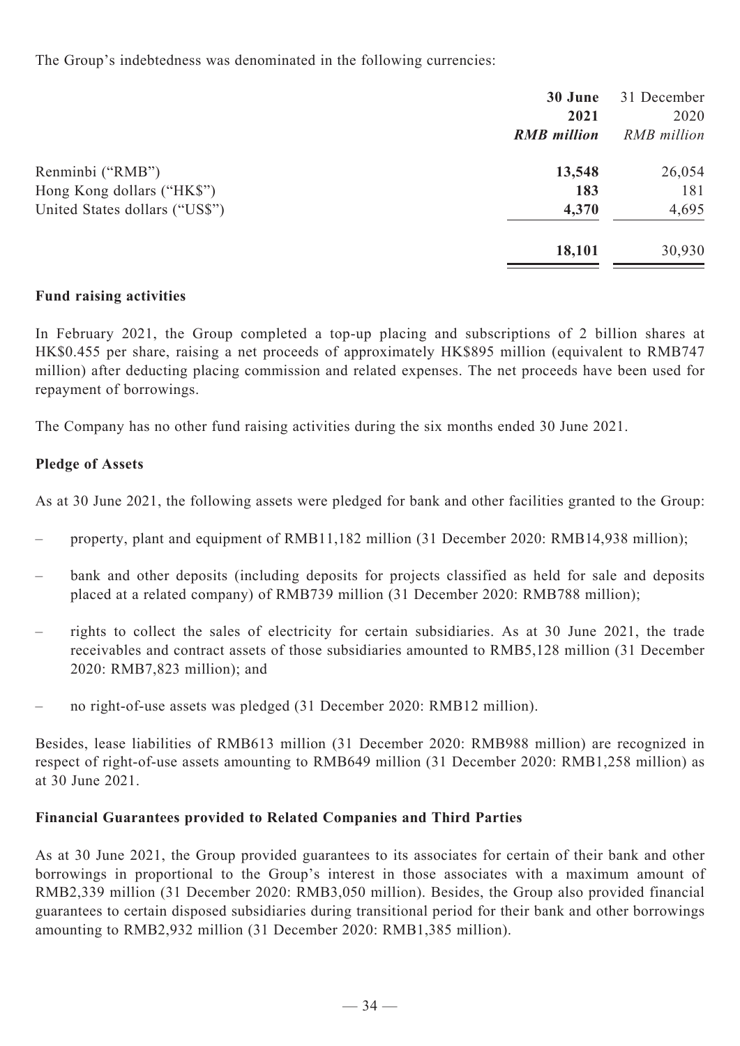The Group's indebtedness was denominated in the following currencies:

| | **30 June 2021** | 31 December 2020 |
|---|---|---|
| | ***RMB million*** | *RMB million* |
| Renminbi ("RMB") | **13,548** | 26,054 |
| Hong Kong dollars ("HK$") | **183** | 181 |
| United States dollars ("US$") | **4,370** | 4,695 |
| | **18,101** | 30,930 |

**Fund raising activities**

In February 2021, the Group completed a top-up placing and subscriptions of 2 billion shares at HK$0.455 per share, raising a net proceeds of approximately HK$895 million (equivalent to RMB747 million) after deducting placing commission and related expenses. The net proceeds have been used for repayment of borrowings.

The Company has no other fund raising activities during the six months ended 30 June 2021.

**Pledge of Assets**

As at 30 June 2021, the following assets were pledged for bank and other facilities granted to the Group:

- property, plant and equipment of RMB11,182 million (31 December 2020: RMB14,938 million);
- bank and other deposits (including deposits for projects classified as held for sale and deposits placed at a related company) of RMB739 million (31 December 2020: RMB788 million);
- rights to collect the sales of electricity for certain subsidiaries. As at 30 June 2021, the trade receivables and contract assets of those subsidiaries amounted to RMB5,128 million (31 December 2020: RMB7,823 million); and
- no right-of-use assets was pledged (31 December 2020: RMB12 million).

Besides, lease liabilities of RMB613 million (31 December 2020: RMB988 million) are recognized in respect of right-of-use assets amounting to RMB649 million (31 December 2020: RMB1,258 million) as at 30 June 2021.

**Financial Guarantees provided to Related Companies and Third Parties**

As at 30 June 2021, the Group provided guarantees to its associates for certain of their bank and other borrowings in proportional to the Group's interest in those associates with a maximum amount of RMB2,339 million (31 December 2020: RMB3,050 million). Besides, the Group also provided financial guarantees to certain disposed subsidiaries during transitional period for their bank and other borrowings amounting to RMB2,932 million (31 December 2020: RMB1,385 million).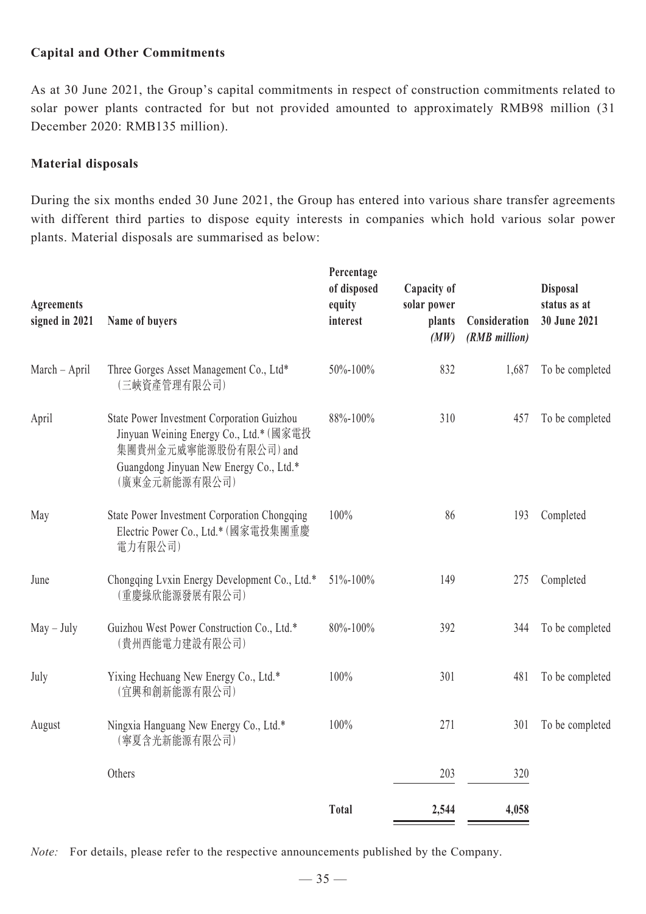**Capital and Other Commitments**

As at 30 June 2021, the Group's capital commitments in respect of construction commitments related to solar power plants contracted for but not provided amounted to approximately RMB98 million (31 December 2020: RMB135 million).

**Material disposals**

During the six months ended 30 June 2021, the Group has entered into various share transfer agreements with different third parties to dispose equity interests in companies which hold various solar power plants. Material disposals are summarised as below:

| Agreements signed in 2021 | Name of buyers | Percentage of disposed equity interest | Capacity of solar power plants *(MW)* | Consideration *(RMB million)* | Disposal status as at 30 June 2021 |
|---|---|---|---|---|---|
| March – April | Three Gorges Asset Management Co., Ltd* (三峽資產管理有限公司) | 50%-100% | 832 | 1,687 | To be completed |
| April | State Power Investment Corporation Guizhou Jinyuan Weining Energy Co., Ltd.* (國家電投集團貴州金元威寧能源股份有限公司) and Guangdong Jinyuan New Energy Co., Ltd.* (廣東金元新能源有限公司) | 88%-100% | 310 | 457 | To be completed |
| May | State Power Investment Corporation Chongqing Electric Power Co., Ltd.* (國家電投集團重慶電力有限公司) | 100% | 86 | 193 | Completed |
| June | Chongqing Lvxin Energy Development Co., Ltd.* (重慶綠欣能源發展有限公司) | 51%-100% | 149 | 275 | Completed |
| May – July | Guizhou West Power Construction Co., Ltd.* (貴州西能電力建設有限公司) | 80%-100% | 392 | 344 | To be completed |
| July | Yixing Hechuang New Energy Co., Ltd.* (宜興和創新能源有限公司) | 100% | 301 | 481 | To be completed |
| August | Ningxia Hanguang New Energy Co., Ltd.* (寧夏含光新能源有限公司) | 100% | 271 | 301 | To be completed |
| | Others | | 203 | 320 | |
| | | **Total** | **2,544** | **4,058** | |

*Note:* For details, please refer to the respective announcements published by the Company.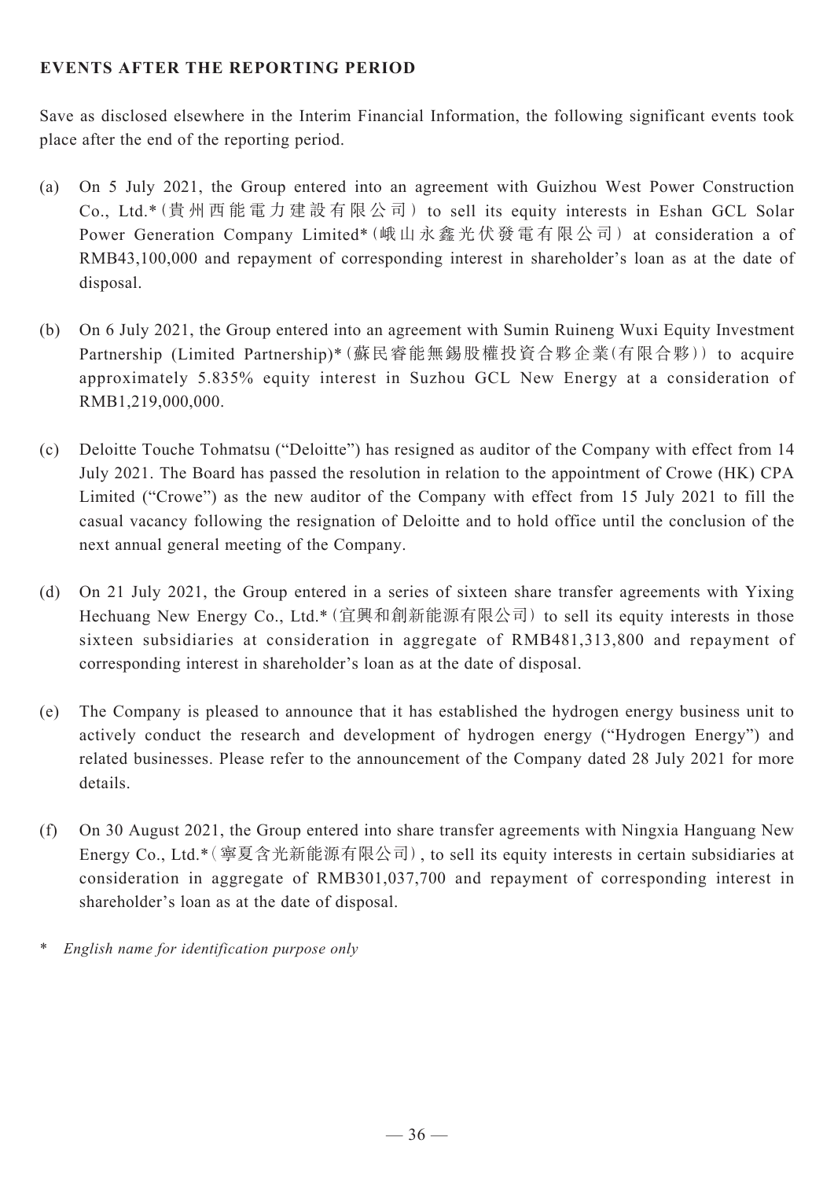## EVENTS AFTER THE REPORTING PERIOD

Save as disclosed elsewhere in the Interim Financial Information, the following significant events took place after the end of the reporting period.

(a) On 5 July 2021, the Group entered into an agreement with Guizhou West Power Construction Co., Ltd.*(貴州西能電力建設有限公司) to sell its equity interests in Eshan GCL Solar Power Generation Company Limited*(峨山永鑫光伏發電有限公司) at consideration a of RMB43,100,000 and repayment of corresponding interest in shareholder's loan as at the date of disposal.

(b) On 6 July 2021, the Group entered into an agreement with Sumin Ruineng Wuxi Equity Investment Partnership (Limited Partnership)*(蘇民睿能無錫股權投資合夥企業(有限合夥)) to acquire approximately 5.835% equity interest in Suzhou GCL New Energy at a consideration of RMB1,219,000,000.

(c) Deloitte Touche Tohmatsu ("Deloitte") has resigned as auditor of the Company with effect from 14 July 2021. The Board has passed the resolution in relation to the appointment of Crowe (HK) CPA Limited ("Crowe") as the new auditor of the Company with effect from 15 July 2021 to fill the casual vacancy following the resignation of Deloitte and to hold office until the conclusion of the next annual general meeting of the Company.

(d) On 21 July 2021, the Group entered in a series of sixteen share transfer agreements with Yixing Hechuang New Energy Co., Ltd.*(宜興和創新能源有限公司) to sell its equity interests in those sixteen subsidiaries at consideration in aggregate of RMB481,313,800 and repayment of corresponding interest in shareholder's loan as at the date of disposal.

(e) The Company is pleased to announce that it has established the hydrogen energy business unit to actively conduct the research and development of hydrogen energy ("Hydrogen Energy") and related businesses. Please refer to the announcement of the Company dated 28 July 2021 for more details.

(f) On 30 August 2021, the Group entered into share transfer agreements with Ningxia Hanguang New Energy Co., Ltd.*(寧夏含光新能源有限公司), to sell its equity interests in certain subsidiaries at consideration in aggregate of RMB301,037,700 and repayment of corresponding interest in shareholder's loan as at the date of disposal.

\* *English name for identification purpose only*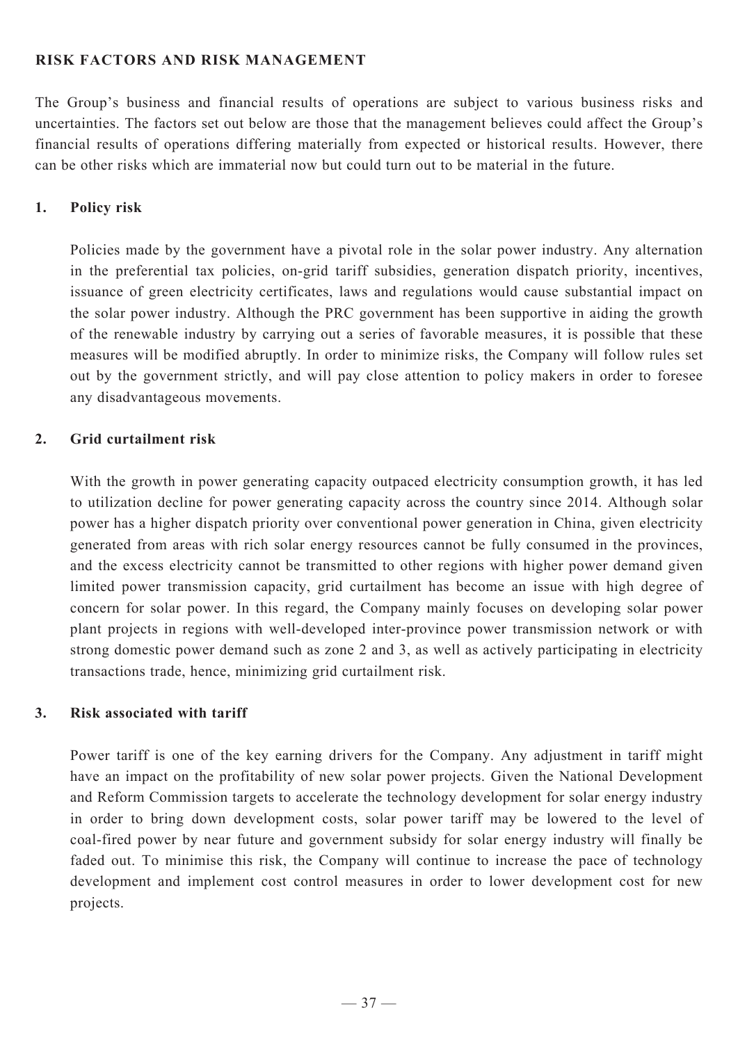## RISK FACTORS AND RISK MANAGEMENT

The Group's business and financial results of operations are subject to various business risks and uncertainties. The factors set out below are those that the management believes could affect the Group's financial results of operations differing materially from expected or historical results. However, there can be other risks which are immaterial now but could turn out to be material in the future.

### 1. Policy risk

Policies made by the government have a pivotal role in the solar power industry. Any alternation in the preferential tax policies, on-grid tariff subsidies, generation dispatch priority, incentives, issuance of green electricity certificates, laws and regulations would cause substantial impact on the solar power industry. Although the PRC government has been supportive in aiding the growth of the renewable industry by carrying out a series of favorable measures, it is possible that these measures will be modified abruptly. In order to minimize risks, the Company will follow rules set out by the government strictly, and will pay close attention to policy makers in order to foresee any disadvantageous movements.

### 2. Grid curtailment risk

With the growth in power generating capacity outpaced electricity consumption growth, it has led to utilization decline for power generating capacity across the country since 2014. Although solar power has a higher dispatch priority over conventional power generation in China, given electricity generated from areas with rich solar energy resources cannot be fully consumed in the provinces, and the excess electricity cannot be transmitted to other regions with higher power demand given limited power transmission capacity, grid curtailment has become an issue with high degree of concern for solar power. In this regard, the Company mainly focuses on developing solar power plant projects in regions with well-developed inter-province power transmission network or with strong domestic power demand such as zone 2 and 3, as well as actively participating in electricity transactions trade, hence, minimizing grid curtailment risk.

### 3. Risk associated with tariff

Power tariff is one of the key earning drivers for the Company. Any adjustment in tariff might have an impact on the profitability of new solar power projects. Given the National Development and Reform Commission targets to accelerate the technology development for solar energy industry in order to bring down development costs, solar power tariff may be lowered to the level of coal-fired power by near future and government subsidy for solar energy industry will finally be faded out. To minimise this risk, the Company will continue to increase the pace of technology development and implement cost control measures in order to lower development cost for new projects.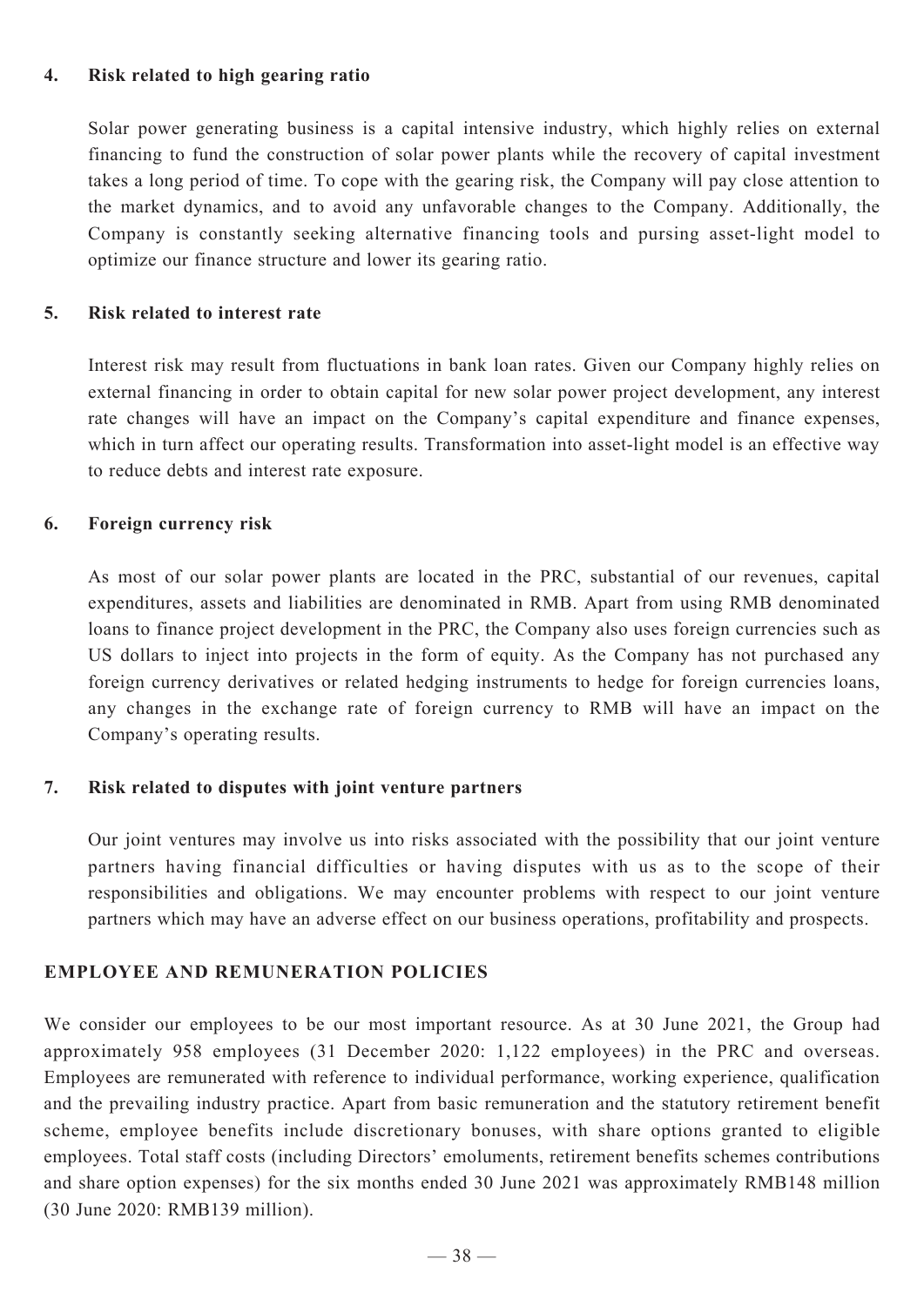**4. Risk related to high gearing ratio**

Solar power generating business is a capital intensive industry, which highly relies on external financing to fund the construction of solar power plants while the recovery of capital investment takes a long period of time. To cope with the gearing risk, the Company will pay close attention to the market dynamics, and to avoid any unfavorable changes to the Company. Additionally, the Company is constantly seeking alternative financing tools and pursing asset-light model to optimize our finance structure and lower its gearing ratio.

**5. Risk related to interest rate**

Interest risk may result from fluctuations in bank loan rates. Given our Company highly relies on external financing in order to obtain capital for new solar power project development, any interest rate changes will have an impact on the Company's capital expenditure and finance expenses, which in turn affect our operating results. Transformation into asset-light model is an effective way to reduce debts and interest rate exposure.

**6. Foreign currency risk**

As most of our solar power plants are located in the PRC, substantial of our revenues, capital expenditures, assets and liabilities are denominated in RMB. Apart from using RMB denominated loans to finance project development in the PRC, the Company also uses foreign currencies such as US dollars to inject into projects in the form of equity. As the Company has not purchased any foreign currency derivatives or related hedging instruments to hedge for foreign currencies loans, any changes in the exchange rate of foreign currency to RMB will have an impact on the Company's operating results.

**7. Risk related to disputes with joint venture partners**

Our joint ventures may involve us into risks associated with the possibility that our joint venture partners having financial difficulties or having disputes with us as to the scope of their responsibilities and obligations. We may encounter problems with respect to our joint venture partners which may have an adverse effect on our business operations, profitability and prospects.

## EMPLOYEE AND REMUNERATION POLICIES

We consider our employees to be our most important resource. As at 30 June 2021, the Group had approximately 958 employees (31 December 2020: 1,122 employees) in the PRC and overseas. Employees are remunerated with reference to individual performance, working experience, qualification and the prevailing industry practice. Apart from basic remuneration and the statutory retirement benefit scheme, employee benefits include discretionary bonuses, with share options granted to eligible employees. Total staff costs (including Directors' emoluments, retirement benefits schemes contributions and share option expenses) for the six months ended 30 June 2021 was approximately RMB148 million (30 June 2020: RMB139 million).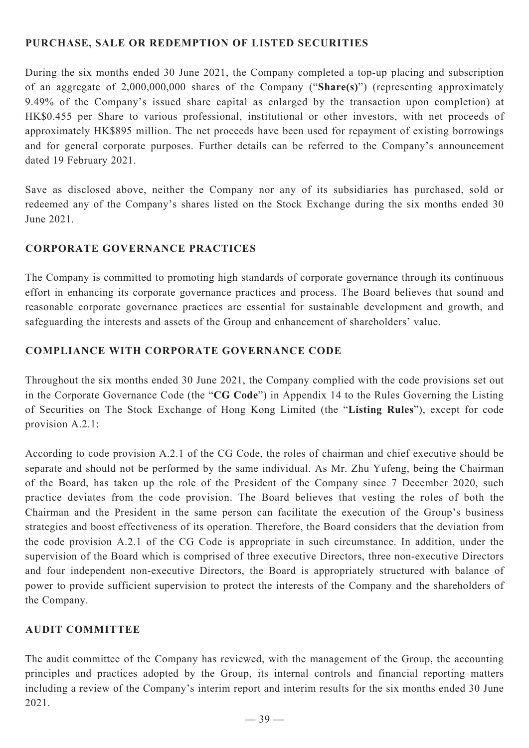## PURCHASE, SALE OR REDEMPTION OF LISTED SECURITIES

During the six months ended 30 June 2021, the Company completed a top-up placing and subscription of an aggregate of 2,000,000,000 shares of the Company ("**Share(s)**") (representing approximately 9.49% of the Company's issued share capital as enlarged by the transaction upon completion) at HK$0.455 per Share to various professional, institutional or other investors, with net proceeds of approximately HK$895 million. The net proceeds have been used for repayment of existing borrowings and for general corporate purposes. Further details can be referred to the Company's announcement dated 19 February 2021.

Save as disclosed above, neither the Company nor any of its subsidiaries has purchased, sold or redeemed any of the Company's shares listed on the Stock Exchange during the six months ended 30 June 2021.

## CORPORATE GOVERNANCE PRACTICES

The Company is committed to promoting high standards of corporate governance through its continuous effort in enhancing its corporate governance practices and process. The Board believes that sound and reasonable corporate governance practices are essential for sustainable development and growth, and safeguarding the interests and assets of the Group and enhancement of shareholders' value.

## COMPLIANCE WITH CORPORATE GOVERNANCE CODE

Throughout the six months ended 30 June 2021, the Company complied with the code provisions set out in the Corporate Governance Code (the "**CG Code**") in Appendix 14 to the Rules Governing the Listing of Securities on The Stock Exchange of Hong Kong Limited (the "**Listing Rules**"), except for code provision A.2.1:

According to code provision A.2.1 of the CG Code, the roles of chairman and chief executive should be separate and should not be performed by the same individual. As Mr. Zhu Yufeng, being the Chairman of the Board, has taken up the role of the President of the Company since 7 December 2020, such practice deviates from the code provision. The Board believes that vesting the roles of both the Chairman and the President in the same person can facilitate the execution of the Group's business strategies and boost effectiveness of its operation. Therefore, the Board considers that the deviation from the code provision A.2.1 of the CG Code is appropriate in such circumstance. In addition, under the supervision of the Board which is comprised of three executive Directors, three non-executive Directors and four independent non-executive Directors, the Board is appropriately structured with balance of power to provide sufficient supervision to protect the interests of the Company and the shareholders of the Company.

## AUDIT COMMITTEE

The audit committee of the Company has reviewed, with the management of the Group, the accounting principles and practices adopted by the Group, its internal controls and financial reporting matters including a review of the Company's interim report and interim results for the six months ended 30 June 2021.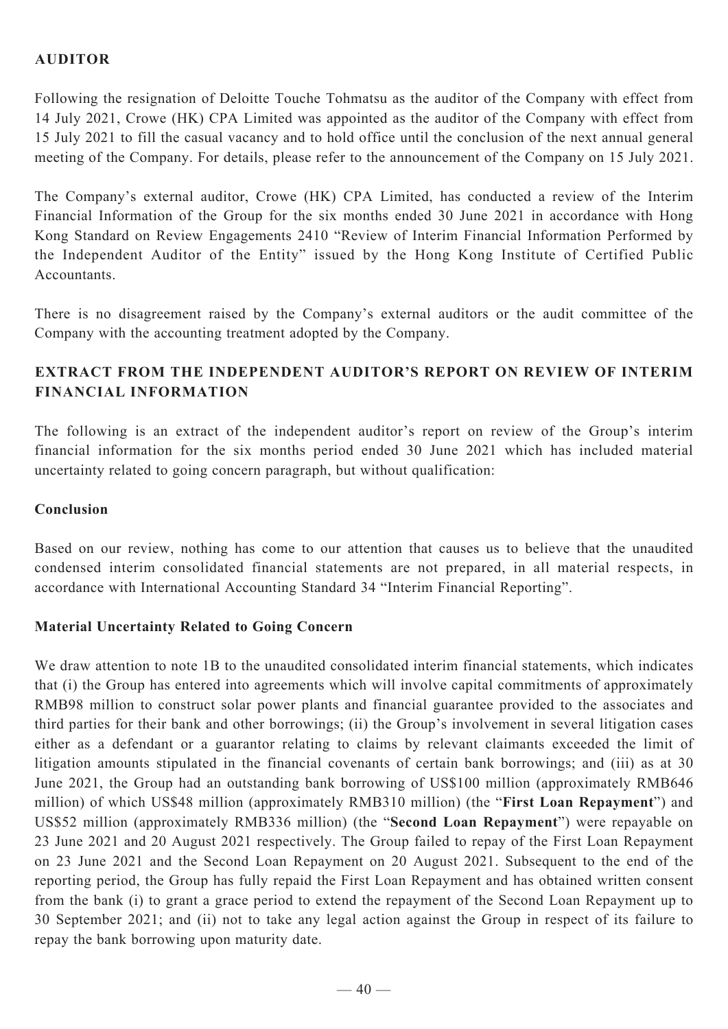## AUDITOR

Following the resignation of Deloitte Touche Tohmatsu as the auditor of the Company with effect from 14 July 2021, Crowe (HK) CPA Limited was appointed as the auditor of the Company with effect from 15 July 2021 to fill the casual vacancy and to hold office until the conclusion of the next annual general meeting of the Company. For details, please refer to the announcement of the Company on 15 July 2021.

The Company's external auditor, Crowe (HK) CPA Limited, has conducted a review of the Interim Financial Information of the Group for the six months ended 30 June 2021 in accordance with Hong Kong Standard on Review Engagements 2410 "Review of Interim Financial Information Performed by the Independent Auditor of the Entity" issued by the Hong Kong Institute of Certified Public Accountants.

There is no disagreement raised by the Company's external auditors or the audit committee of the Company with the accounting treatment adopted by the Company.

## EXTRACT FROM THE INDEPENDENT AUDITOR'S REPORT ON REVIEW OF INTERIM FINANCIAL INFORMATION

The following is an extract of the independent auditor's report on review of the Group's interim financial information for the six months period ended 30 June 2021 which has included material uncertainty related to going concern paragraph, but without qualification:

### Conclusion

Based on our review, nothing has come to our attention that causes us to believe that the unaudited condensed interim consolidated financial statements are not prepared, in all material respects, in accordance with International Accounting Standard 34 "Interim Financial Reporting".

### Material Uncertainty Related to Going Concern

We draw attention to note 1B to the unaudited consolidated interim financial statements, which indicates that (i) the Group has entered into agreements which will involve capital commitments of approximately RMB98 million to construct solar power plants and financial guarantee provided to the associates and third parties for their bank and other borrowings; (ii) the Group's involvement in several litigation cases either as a defendant or a guarantor relating to claims by relevant claimants exceeded the limit of litigation amounts stipulated in the financial covenants of certain bank borrowings; and (iii) as at 30 June 2021, the Group had an outstanding bank borrowing of US$100 million (approximately RMB646 million) of which US$48 million (approximately RMB310 million) (the "**First Loan Repayment**") and US$52 million (approximately RMB336 million) (the "**Second Loan Repayment**") were repayable on 23 June 2021 and 20 August 2021 respectively. The Group failed to repay of the First Loan Repayment on 23 June 2021 and the Second Loan Repayment on 20 August 2021. Subsequent to the end of the reporting period, the Group has fully repaid the First Loan Repayment and has obtained written consent from the bank (i) to grant a grace period to extend the repayment of the Second Loan Repayment up to 30 September 2021; and (ii) not to take any legal action against the Group in respect of its failure to repay the bank borrowing upon maturity date.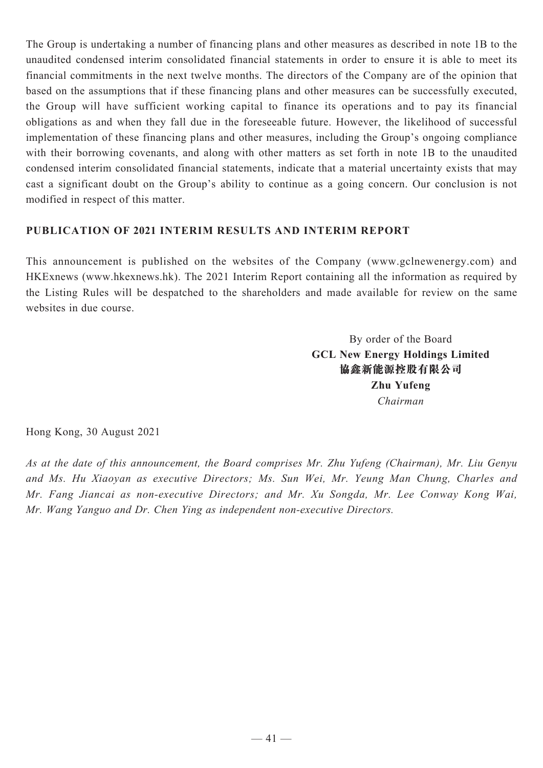The Group is undertaking a number of financing plans and other measures as described in note 1B to the unaudited condensed interim consolidated financial statements in order to ensure it is able to meet its financial commitments in the next twelve months. The directors of the Company are of the opinion that based on the assumptions that if these financing plans and other measures can be successfully executed, the Group will have sufficient working capital to finance its operations and to pay its financial obligations as and when they fall due in the foreseeable future. However, the likelihood of successful implementation of these financing plans and other measures, including the Group's ongoing compliance with their borrowing covenants, and along with other matters as set forth in note 1B to the unaudited condensed interim consolidated financial statements, indicate that a material uncertainty exists that may cast a significant doubt on the Group's ability to continue as a going concern. Our conclusion is not modified in respect of this matter.

## PUBLICATION OF 2021 INTERIM RESULTS AND INTERIM REPORT

This announcement is published on the websites of the Company (www.gclnewenergy.com) and HKExnews (www.hkexnews.hk). The 2021 Interim Report containing all the information as required by the Listing Rules will be despatched to the shareholders and made available for review on the same websites in due course.

By order of the Board
**GCL New Energy Holdings Limited**
**協鑫新能源控股有限公司**
**Zhu Yufeng**
*Chairman*

Hong Kong, 30 August 2021

*As at the date of this announcement, the Board comprises Mr. Zhu Yufeng (Chairman), Mr. Liu Genyu and Ms. Hu Xiaoyan as executive Directors; Ms. Sun Wei, Mr. Yeung Man Chung, Charles and Mr. Fang Jiancai as non-executive Directors; and Mr. Xu Songda, Mr. Lee Conway Kong Wai, Mr. Wang Yanguo and Dr. Chen Ying as independent non-executive Directors.*